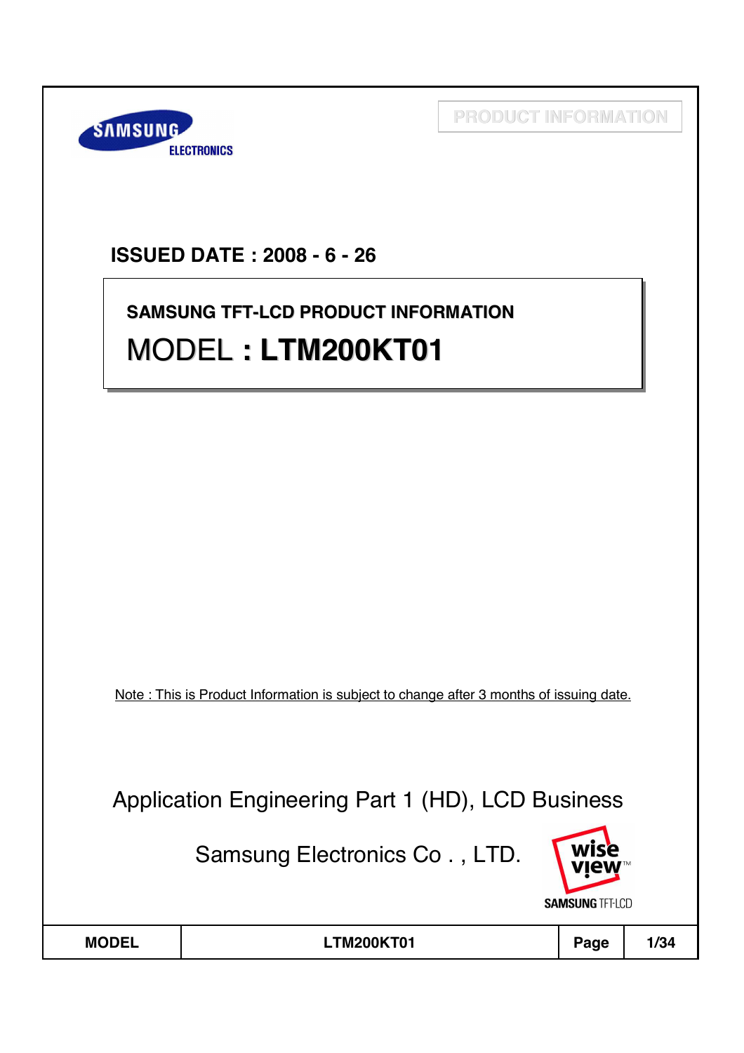PRODUCT INFORMATION

**ISSUED DATE : 2008 - 6 - 26**

**SAMSUNG TFT-LCD PRODUCT INFORMATION**

# MODEL : LTM200KT01

Note : This is Product Information is subject to change after 3 months of issuing date.

Application Engineering Part 1 (HD), LCD Business

Samsung Electronics Co . , LTD.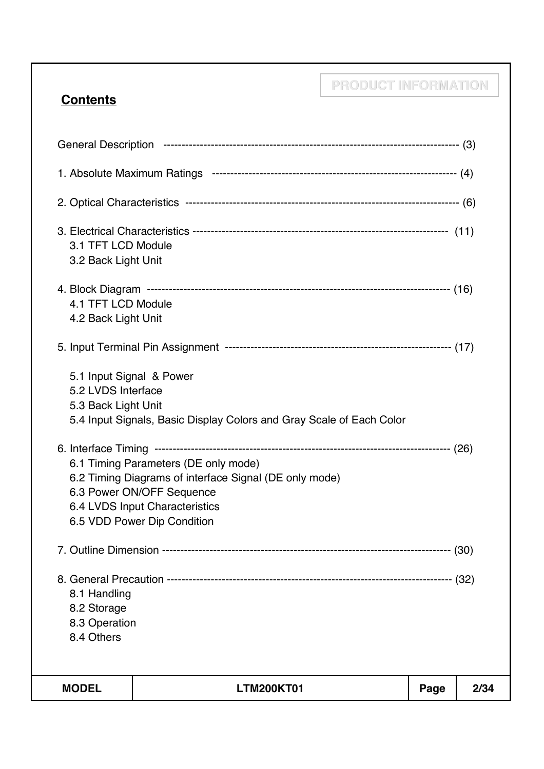## Contents

General Description ---------------------------------------------------------------------------- (3)

1. Absolute Maximum Ratings ---------------------------------------------------------------- (4)

2. Optical Characteristics ------------------------------------------------------------------------ (6)

3. Electrical Characteristics ------------------------------------------------------------------ (11)
   - 3.1 TFT LCD Module
   - 3.2 Back Light Unit

4. Block Diagram ------------------------------------------------------------------------------- (16)
   - 4.1 TFT LCD Module
   - 4.2 Back Light Unit

5. Input Terminal Pin Assignment ----------------------------------------------------------- (17)
   - 5.1 Input Signal & Power
   - 5.2 LVDS Interface
   - 5.3 Back Light Unit
   - 5.4 Input Signals, Basic Display Colors and Gray Scale of Each Color

6. Interface Timing ------------------------------------------------------------------------------ (26)
   - 6.1 Timing Parameters (DE only mode)
   - 6.2 Timing Diagrams of interface Signal (DE only mode)
   - 6.3 Power ON/OFF Sequence
   - 6.4 LVDS Input Characteristics
   - 6.5 VDD Power Dip Condition

7. Outline Dimension ---------------------------------------------------------------------------- (30)

8. General Precaution --------------------------------------------------------------------------- (32)
   - 8.1 Handling
   - 8.2 Storage
   - 8.3 Operation
   - 8.4 Others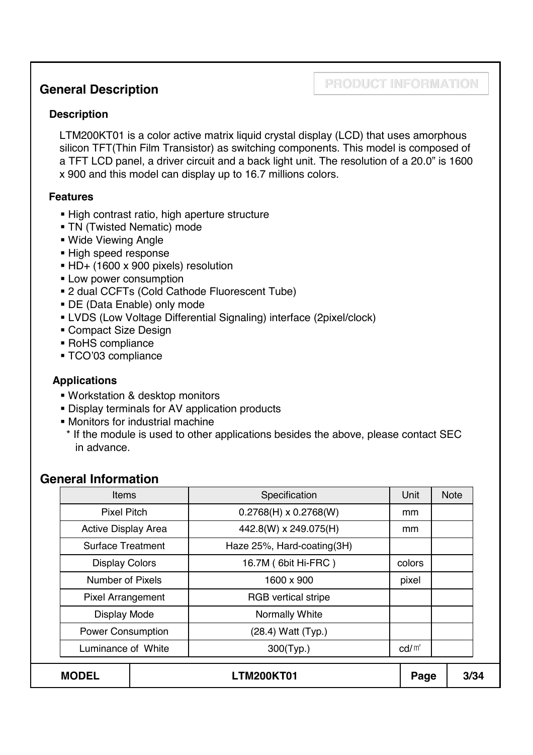## General Description

**PRODUCT INFORMATION**

### Description

LTM200KT01 is a color active matrix liquid crystal display (LCD) that uses amorphous silicon TFT(Thin Film Transistor) as switching components. This model is composed of a TFT LCD panel, a driver circuit and a back light unit. The resolution of a 20.0" is 1600 x 900 and this model can display up to 16.7 millions colors.

### Features

- High contrast ratio, high aperture structure
- TN (Twisted Nematic) mode
- Wide Viewing Angle
- High speed response
- HD+ (1600 x 900 pixels) resolution
- Low power consumption
- 2 dual CCFTs (Cold Cathode Fluorescent Tube)
- DE (Data Enable) only mode
- LVDS (Low Voltage Differential Signaling) interface (2pixel/clock)
- Compact Size Design
- RoHS compliance
- TCO'03 compliance

### Applications

- Workstation & desktop monitors
- Display terminals for AV application products
- Monitors for industrial machine

  * If the module is used to other applications besides the above, please contact SEC in advance.

## General Information

| Items | Specification | Unit | Note |
|---|---|---|---|
| Pixel Pitch | 0.2768(H) x 0.2768(W) | mm | |
| Active Display Area | 442.8(W) x 249.075(H) | mm | |
| Surface Treatment | Haze 25%, Hard-coating(3H) | | |
| Display Colors | 16.7M ( 6bit Hi-FRC ) | colors | |
| Number of Pixels | 1600 x 900 | pixel | |
| Pixel Arrangement | RGB vertical stripe | | |
| Display Mode | Normally White | | |
| Power Consumption | (28.4) Watt (Typ.) | | |
| Luminance of White | 300(Typ.) | cd/㎡ | |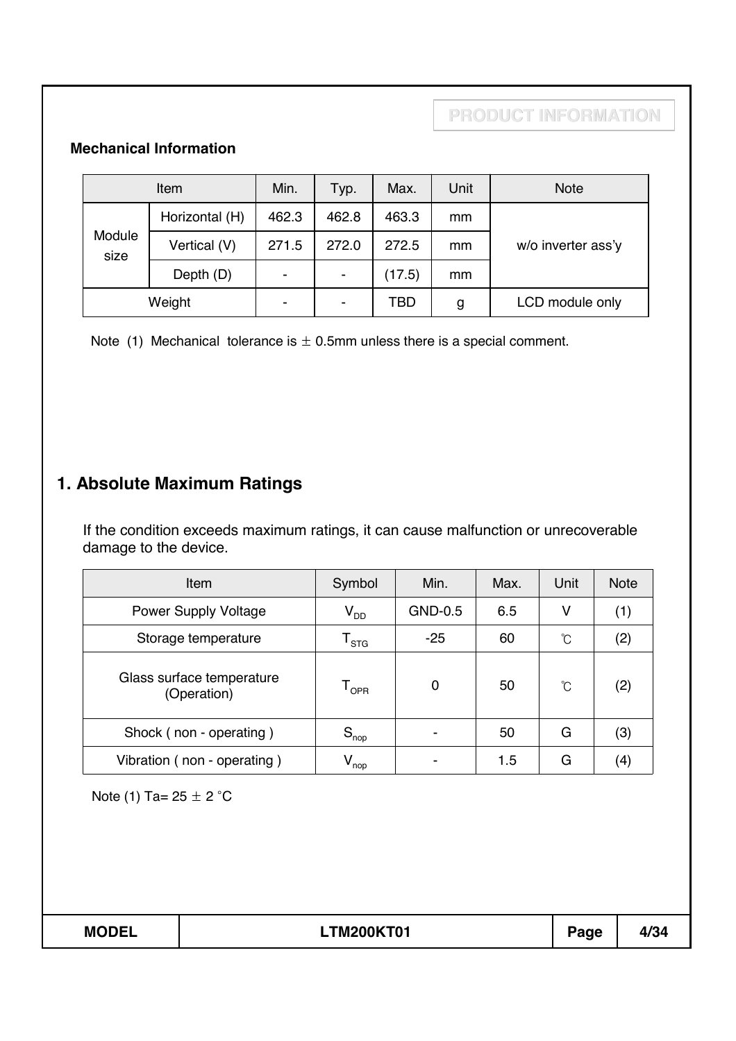PRODUCT INFORMATION

### Mechanical Information

| Item | | Min. | Typ. | Max. | Unit | Note |
|---|---|---|---|---|---|---|
| Module size | Horizontal (H) | 462.3 | 462.8 | 463.3 | mm | w/o inverter ass'y |
| | Vertical (V) | 271.5 | 272.0 | 272.5 | mm | |
| | Depth (D) | - | - | (17.5) | mm | |
| Weight | | - | - | TBD | g | LCD module only |

Note (1) Mechanical tolerance is ± 0.5mm unless there is a special comment.

## 1. Absolute Maximum Ratings

If the condition exceeds maximum ratings, it can cause malfunction or unrecoverable damage to the device.

| Item | Symbol | Min. | Max. | Unit | Note |
|---|---|---|---|---|---|
| Power Supply Voltage | $V_{DD}$ | GND-0.5 | 6.5 | V | (1) |
| Storage temperature | $T_{STG}$ | -25 | 60 | ℃ | (2) |
| Glass surface temperature (Operation) | $T_{OPR}$ | 0 | 50 | ℃ | (2) |
| Shock ( non - operating ) | $S_{nop}$ | - | 50 | G | (3) |
| Vibration ( non - operating ) | $V_{nop}$ | - | 1.5 | G | (4) |

Note (1) Ta= 25 ± 2 °C

| MODEL | LTM200KT01 |
|---|---|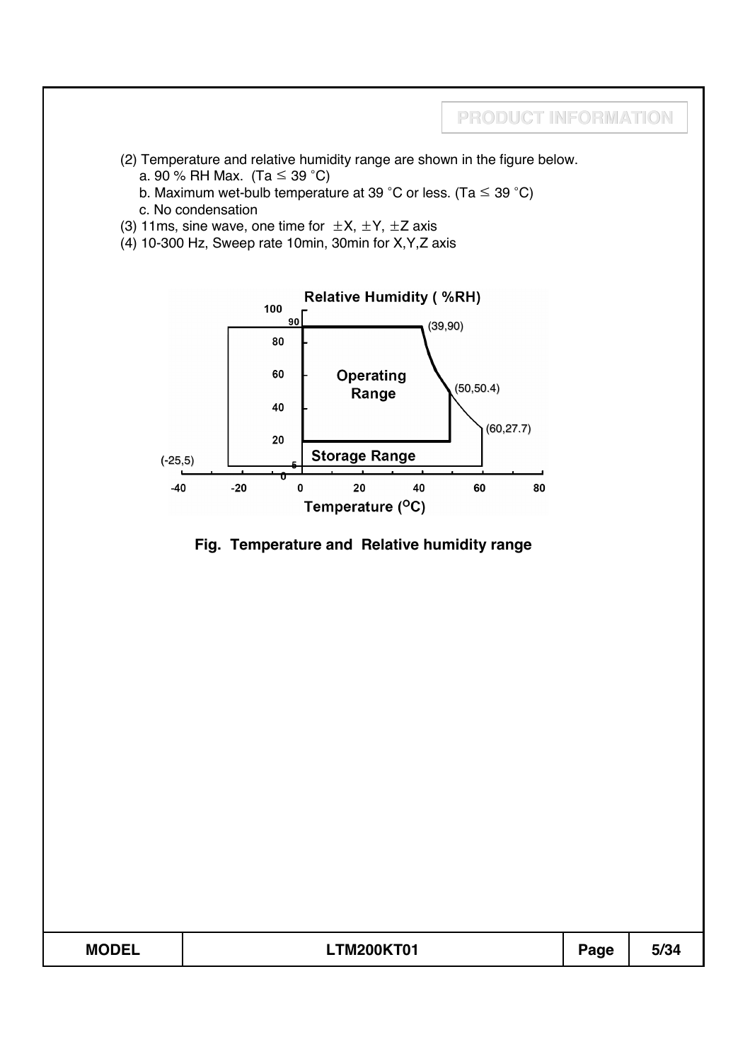(2) Temperature and relative humidity range are shown in the figure below.

a. 90 % RH Max. (Ta ≤ 39 °C)

b. Maximum wet-bulb temperature at 39 °C or less. (Ta ≤ 39 °C)

c. No condensation

(3) 11ms, sine wave, one time for ±X, ±Y, ±Z axis

(4) 10-300 Hz, Sweep rate 10min, 30min for X,Y,Z axis

**Fig. Temperature and Relative humidity range**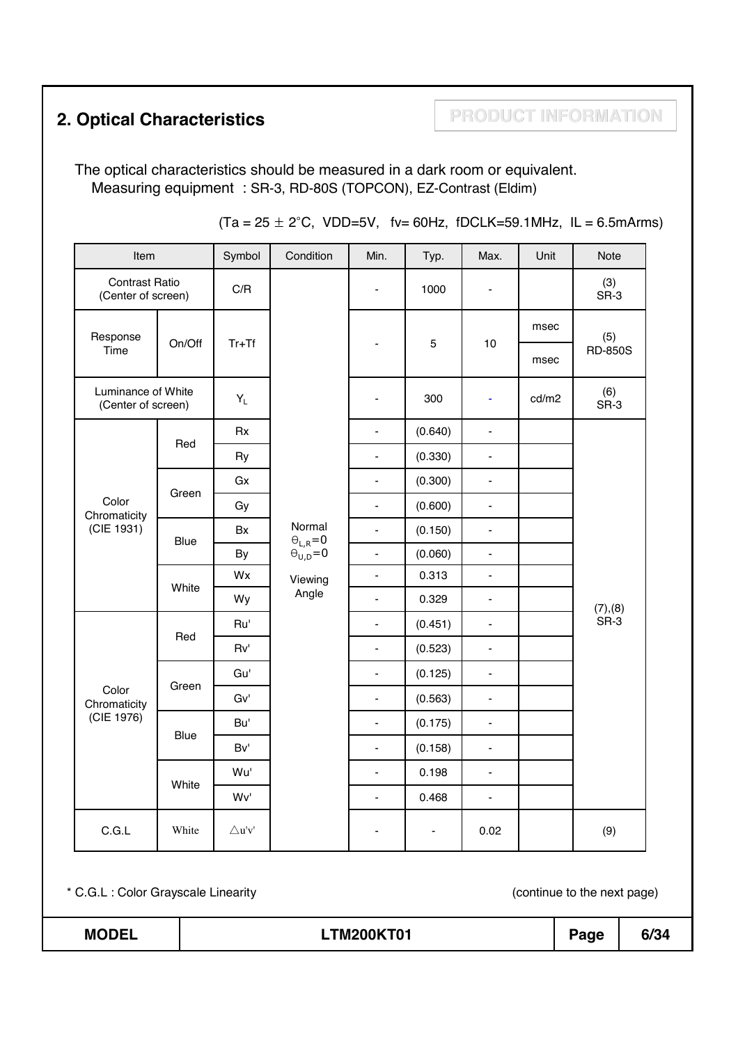## 2. Optical Characteristics

PRODUCT INFORMATION

The optical characteristics should be measured in a dark room or equivalent.
Measuring equipment : SR-3, RD-80S (TOPCON), EZ-Contrast (Eldim)

(Ta = 25 ± 2°C, VDD=5V, fv= 60Hz, fDCLK=59.1MHz, IL = 6.5mArms)

| Item | | Symbol | Condition | Min. | Typ. | Max. | Unit | Note |
|---|---|---|---|---|---|---|---|---|
| Contrast Ratio (Center of screen) | | C/R | Normal $\Theta_{L,R}=0$ $\Theta_{U,D}=0$ Viewing Angle | - | 1000 | - | | (3) SR-3 |
| Response Time | On/Off | Tr+Tf | | - | 5 | 10 | msec | (5) RD-850S |
| Luminance of White (Center of screen) | | $Y_L$ | | - | 300 | - | cd/m2 | (6) SR-3 |
| Color Chromaticity (CIE 1931) | Red | Rx | | - | (0.640) | - | | (7),(8) SR-3 |
| | | Ry | | - | (0.330) | - | | |
| | Green | Gx | | - | (0.300) | - | | |
| | | Gy | | - | (0.600) | - | | |
| | Blue | Bx | | - | (0.150) | - | | |
| | | By | | - | (0.060) | - | | |
| | White | Wx | | - | 0.313 | - | | |
| | | Wy | | - | 0.329 | - | | |
| Color Chromaticity (CIE 1976) | Red | Ru' | | - | (0.451) | - | | |
| | | Rv' | | - | (0.523) | - | | |
| | Green | Gu' | | - | (0.125) | - | | |
| | | Gv' | | - | (0.563) | - | | |
| | Blue | Bu' | | - | (0.175) | - | | |
| | | Bv' | | - | (0.158) | - | | |
| | White | Wu' | | - | 0.198 | - | | |
| | | Wv' | | - | 0.468 | - | | |
| C.G.L | White | $\triangle u'v'$ | | - | - | 0.02 | | (9) |

* C.G.L : Color Grayscale Linearity

(continue to the next page)

| MODEL | LTM200KT01 |
|---|---|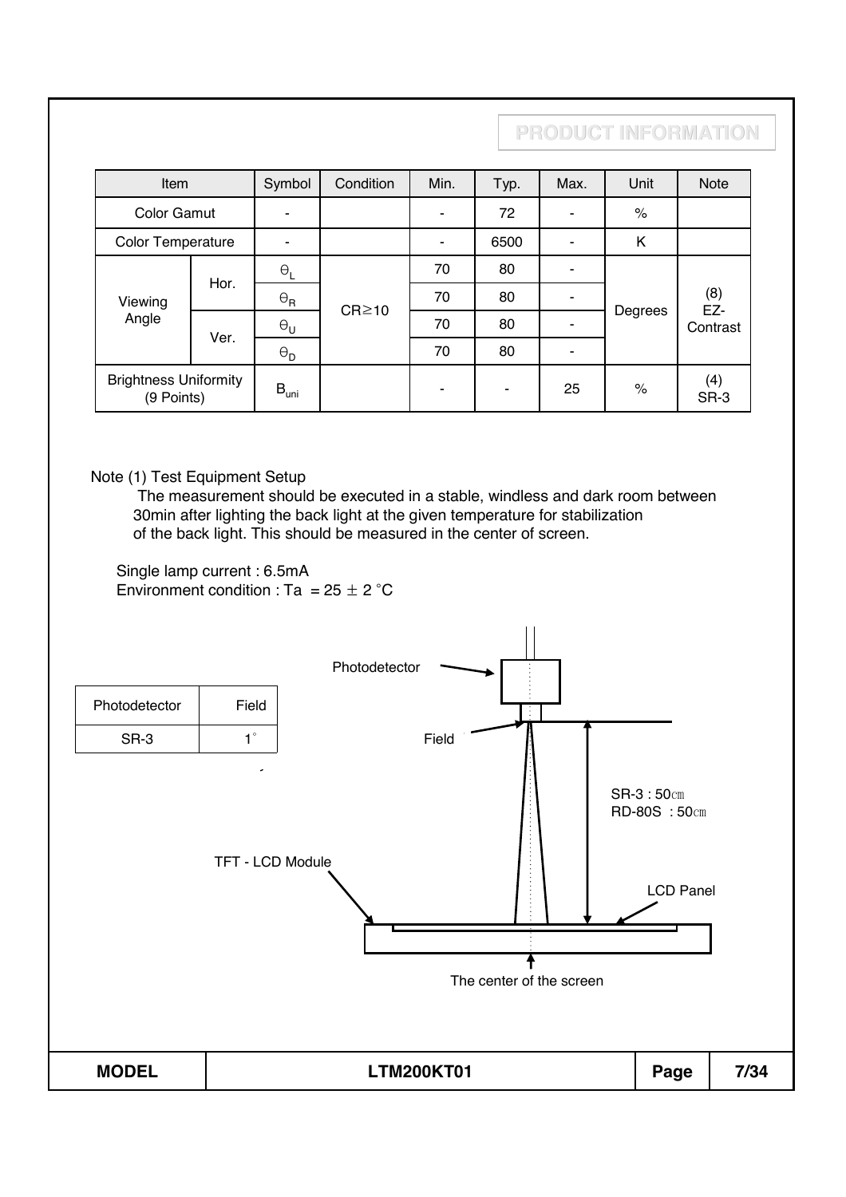| Item | | Symbol | Condition | Min. | Typ. | Max. | Unit | Note |
|---|---|---|---|---|---|---|---|---|
| Color Gamut | | - | | - | 72 | - | % | |
| Color Temperature | | - | | - | 6500 | - | K | |
| Viewing Angle | Hor. | $\Theta_L$ | CR≥10 | 70 | 80 | - | Degrees | (8) EZ-Contrast |
| | | $\Theta_R$ | | 70 | 80 | - | | |
| | Ver. | $\Theta_U$ | | 70 | 80 | - | | |
| | | $\Theta_D$ | | 70 | 80 | - | | |
| Brightness Uniformity (9 Points) | | $B_{uni}$ | | - | - | 25 | % | (4) SR-3 |

Note (1) Test Equipment Setup

The measurement should be executed in a stable, windless and dark room between 30min after lighting the back light at the given temperature for stabilization of the back light. This should be measured in the center of screen.

Single lamp current : 6.5mA

Environment condition : Ta = 25 ± 2 °C

| Photodetector | Field |
|---|---|
| SR-3 | 1° |

Photodetector

Field

SR-3 : 50㎝

RD-80S : 50㎝

TFT - LCD Module

LCD Panel

The center of the screen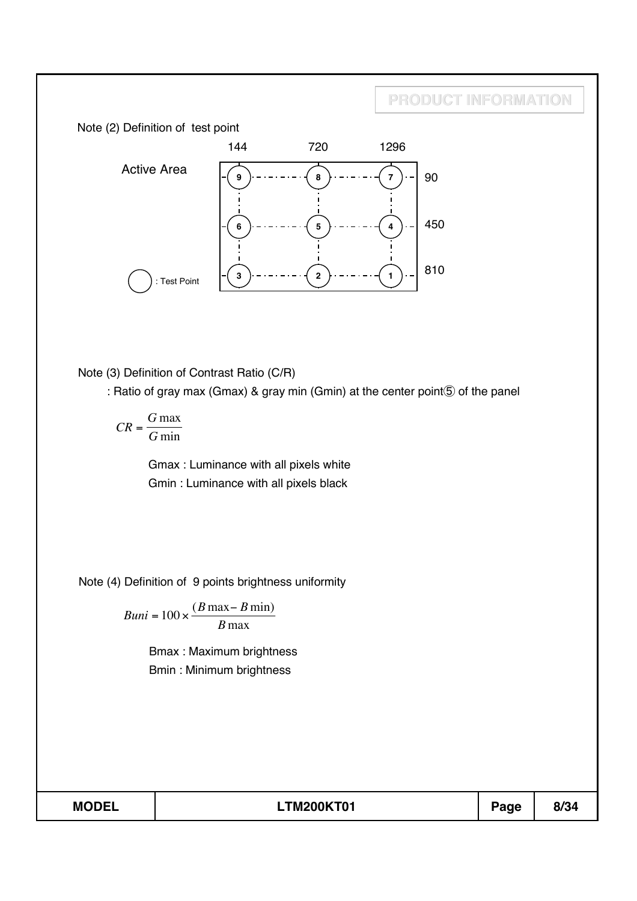Note (2) Definition of test point

|  | 144 | 720 | 1296 |
|---|---|---|---|
| 90 | 9 | 8 | 7 |
| 450 | 6 | 5 | 4 |
| 810 | 3 | 2 | 1 |

Active Area

○ : Test Point

Note (3) Definition of Contrast Ratio (C/R)

: Ratio of gray max (Gmax) & gray min (Gmin) at the center point⑤ of the panel

$$CR = \frac{G\max}{G\min}$$

Gmax : Luminance with all pixels white

Gmin : Luminance with all pixels black

Note (4) Definition of 9 points brightness uniformity

$$Buni = 100 \times \frac{(B\max - B\min)}{B\max}$$

Bmax : Maximum brightness

Bmin : Minimum brightness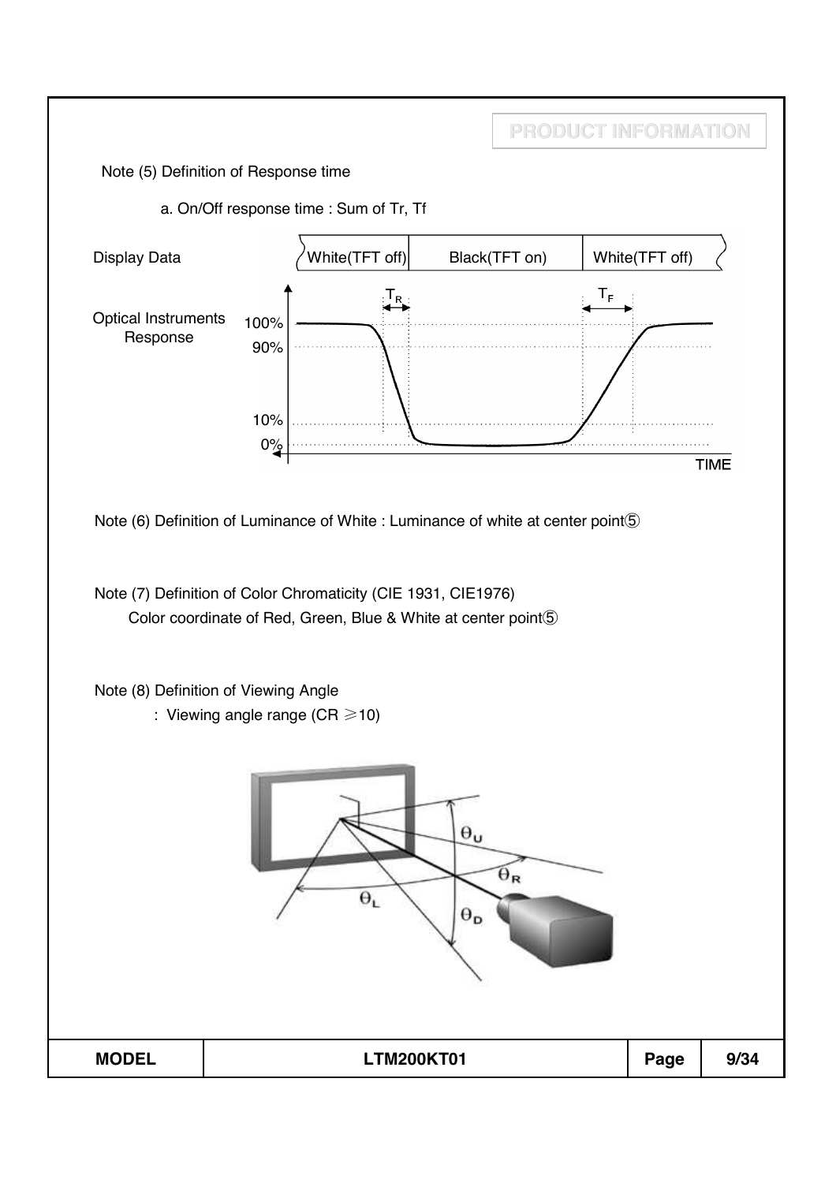Note (5) Definition of Response time

a. On/Off response time : Sum of Tr, Tf

Display Data: White(TFT off) | Black(TFT on) | White(TFT off)

Optical Instruments Response

100%

90%

10%

0%

$T_R$ $T_F$

TIME

Note (6) Definition of Luminance of White : Luminance of white at center point⑤

Note (7) Definition of Color Chromaticity (CIE 1931, CIE1976)
Color coordinate of Red, Green, Blue & White at center point⑤

Note (8) Definition of Viewing Angle
: Viewing angle range (CR ≥10)

$\theta_U$ $\theta_R$ $\theta_L$ $\theta_D$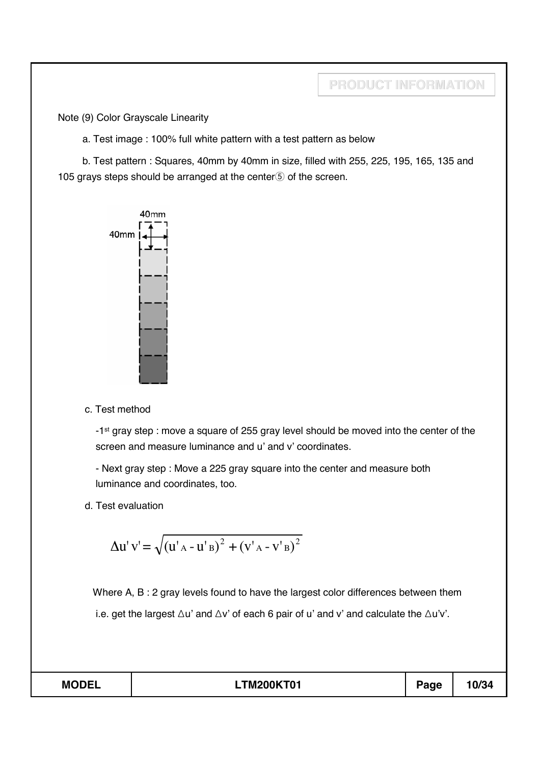Note (9) Color Grayscale Linearity

a. Test image : 100% full white pattern with a test pattern as below

b. Test pattern : Squares, 40mm by 40mm in size, filled with 255, 225, 195, 165, 135 and 105 grays steps should be arranged at the center⑤ of the screen.

c. Test method

-1st gray step : move a square of 255 gray level should be moved into the center of the screen and measure luminance and u' and v' coordinates.

- Next gray step : Move a 225 gray square into the center and measure both luminance and coordinates, too.

d. Test evaluation

$$\Delta u'v' = \sqrt{(u'_A - u'_B)^2 + (v'_A - v'_B)^2}$$

Where A, B : 2 gray levels found to have the largest color differences between them

i.e. get the largest △u' and △v' of each 6 pair of u' and v' and calculate the △u'v'.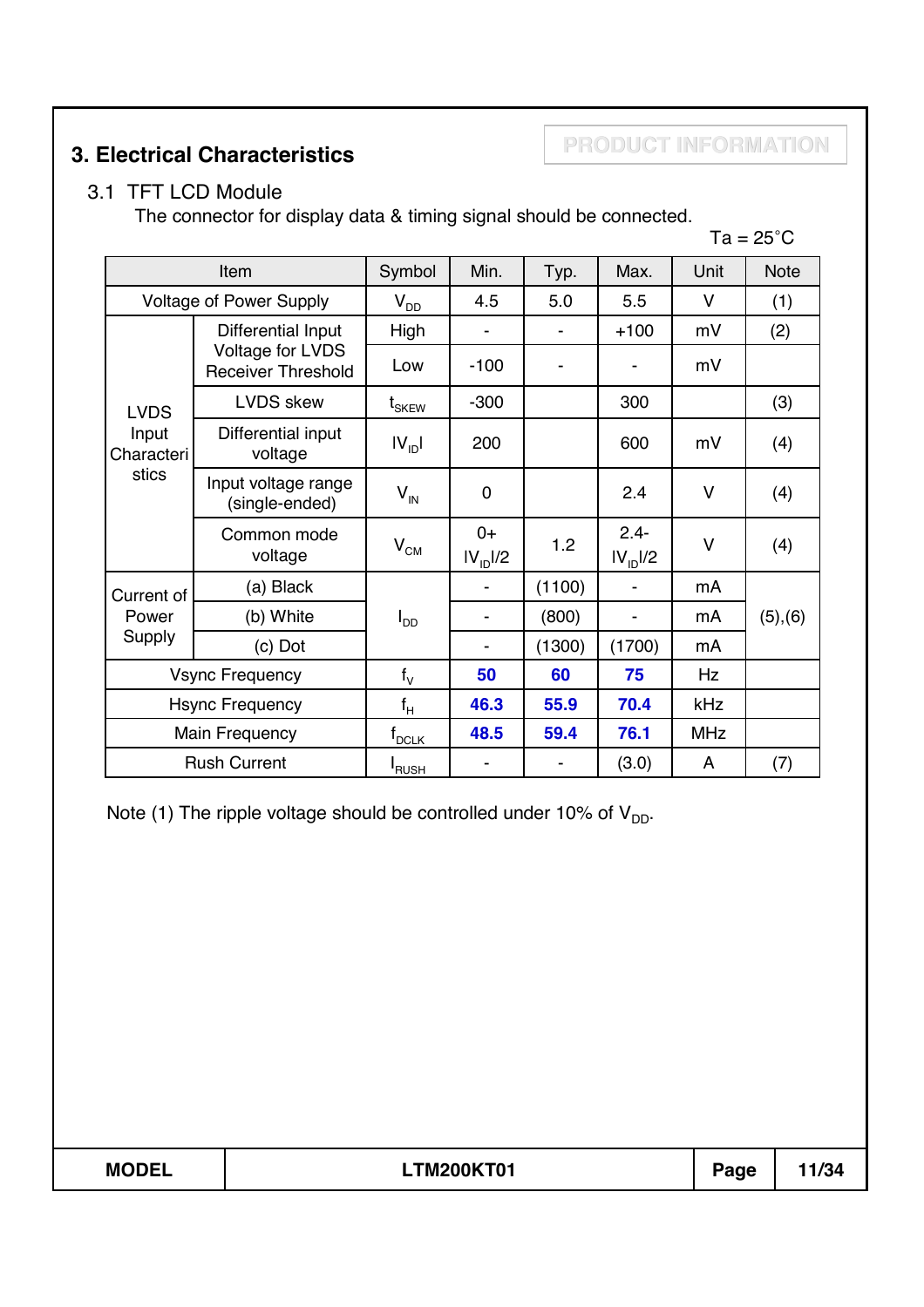PRODUCT INFORMATION

## 3. Electrical Characteristics

### 3.1 TFT LCD Module

The connector for display data & timing signal should be connected.

Ta = 25°C

| Item | | Symbol | Min. | Typ. | Max. | Unit | Note |
|---|---|---|---|---|---|---|---|
| Voltage of Power Supply | | $V_{DD}$ | 4.5 | 5.0 | 5.5 | V | (1) |
| LVDS Input Characteristics | Differential Input Voltage for LVDS Receiver Threshold | High | - | - | +100 | mV | (2) |
| | | Low | -100 | - | - | mV | |
| | LVDS skew | $t_{SKEW}$ | -300 | | 300 | | (3) |
| | Differential input voltage | $\|V_{ID}\|$ | 200 | | 600 | mV | (4) |
| | Input voltage range (single-ended) | $V_{IN}$ | 0 | | 2.4 | V | (4) |
| | Common mode voltage | $V_{CM}$ | $0+\|V_{ID}\|/2$ | 1.2 | $2.4-\|V_{ID}\|/2$ | V | (4) |
| Current of Power Supply | (a) Black | $I_{DD}$ | - | (1100) | - | mA | (5),(6) |
| | (b) White | | - | (800) | - | mA | |
| | (c) Dot | | - | (1300) | (1700) | mA | |
| Vsync Frequency | | $f_V$ | 50 | 60 | 75 | Hz | |
| Hsync Frequency | | $f_H$ | 46.3 | 55.9 | 70.4 | kHz | |
| Main Frequency | | $f_{DCLK}$ | 48.5 | 59.4 | 76.1 | MHz | |
| Rush Current | | $I_{RUSH}$ | - | - | (3.0) | A | (7) |

Note (1) The ripple voltage should be controlled under 10% of $V_{DD}$.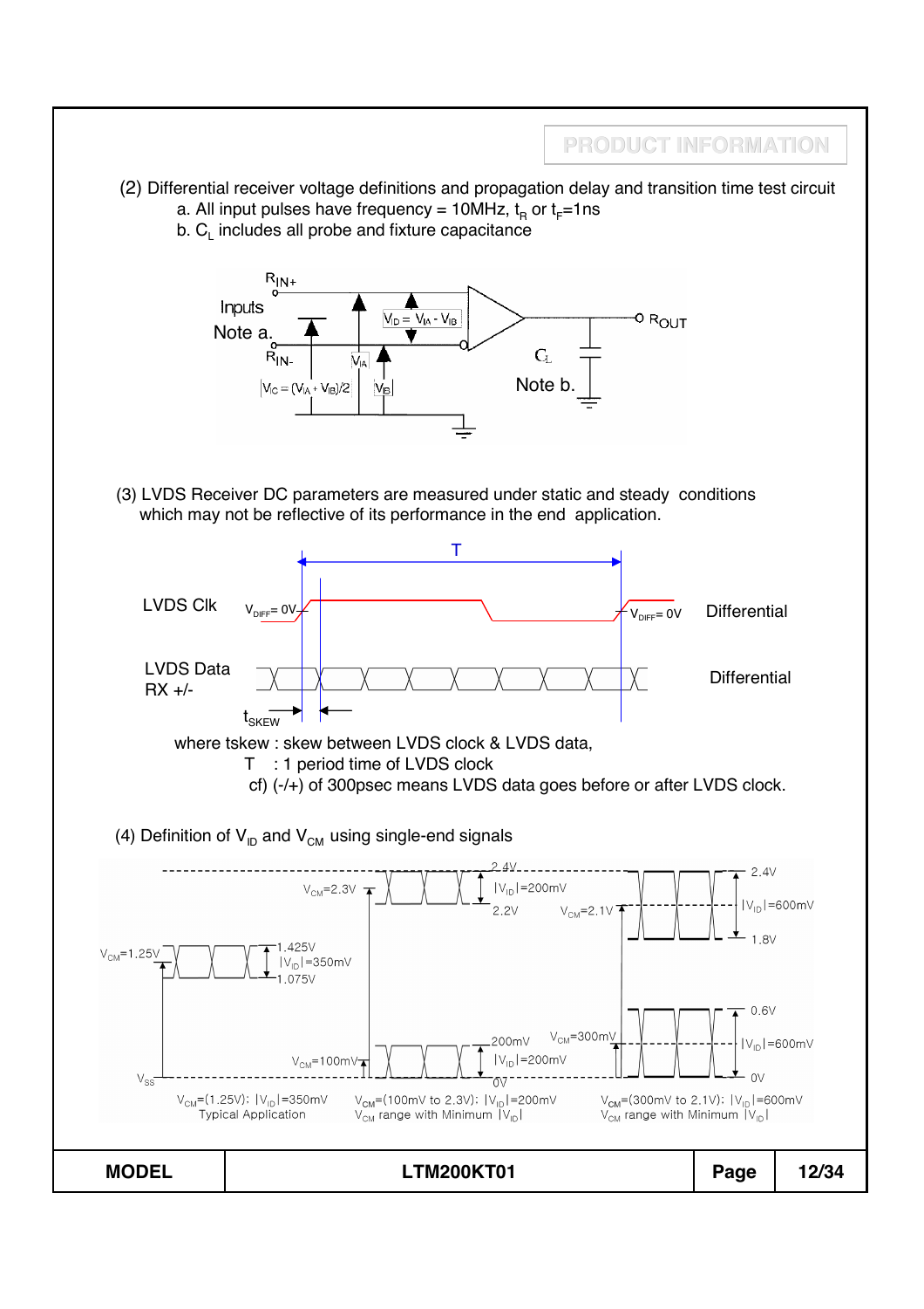(2) Differential receiver voltage definitions and propagation delay and transition time test circuit

a. All input pulses have frequency = 10MHz, $t_R$ or $t_F$=1ns

b. $C_L$ includes all probe and fixture capacitance

Inputs Note a. $R_{IN+}$ $R_{IN-}$ $V_{ID} = V_{IA} - V_{IB}$ $V_{IA}$ $V_{IB}$ $V_{IC} = (V_{IA} + V_{IB})/2$ $R_{OUT}$ $C_L$ Note b.

(3) LVDS Receiver DC parameters are measured under static and steady conditions which may not be reflective of its performance in the end application.

T

LVDS Clk $V_{DIFF}$= 0V $V_{DIFF}$= 0V Differential

LVDS Data RX +/- Differential

$t_{SKEW}$

where tskew : skew between LVDS clock & LVDS data,

T : 1 period time of LVDS clock

cf) (-/+) of 300psec means LVDS data goes before or after LVDS clock.

(4) Definition of $V_{ID}$ and $V_{CM}$ using single-end signals

$V_{CM}$=1.25V 1.425V $|V_{ID}|$=350mV 1.075V $V_{SS}$

$V_{CM}$=2.3V 2.4V $|V_{ID}|$=200mV 2.2V $V_{CM}$=100mV 200mV $|V_{ID}|$=200mV 0V

$V_{CM}$=2.1V 2.4V $|V_{ID}|$=600mV 1.8V $V_{CM}$=300mV 0.6V $|V_{ID}|$=600mV 0V

$V_{CM}$=(1.25V); $|V_{ID}|$=350mV Typical Application

$V_{CM}$=(100mV to 2.3V); $|V_{ID}|$=200mV $V_{CM}$ range with Minimum $|V_{ID}|$

$V_{CM}$=(300mV to 2.1V); $|V_{ID}|$=600mV $V_{CM}$ range with Minimum $|V_{ID}|$

| MODEL | LTM200KT01 | Page | 12/34 |
|---|---|---|---|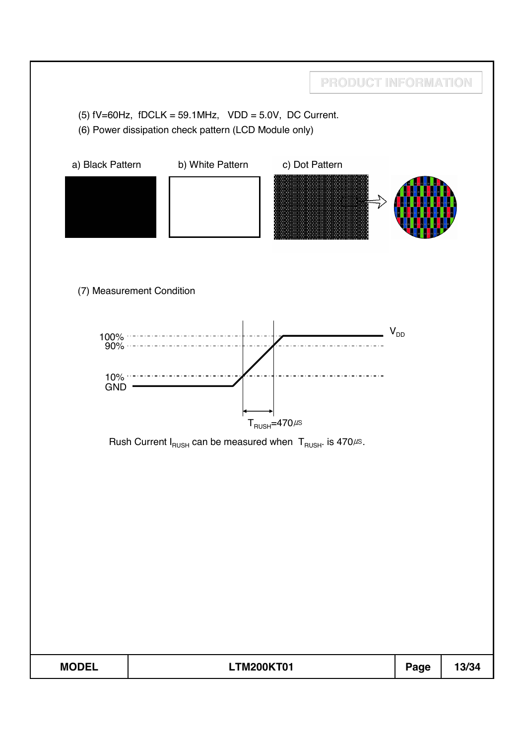(5) fV=60Hz, fDCLK = 59.1MHz, VDD = 5.0V, DC Current.

(6) Power dissipation check pattern (LCD Module only)

a) Black Pattern b) White Pattern c) Dot Pattern

(7) Measurement Condition

100%
90%
10%
GND
$V_{DD}$

$T_{RUSH}$=470㎲

Rush Current $I_{RUSH}$ can be measured when $T_{RUSH}$. is 470㎲.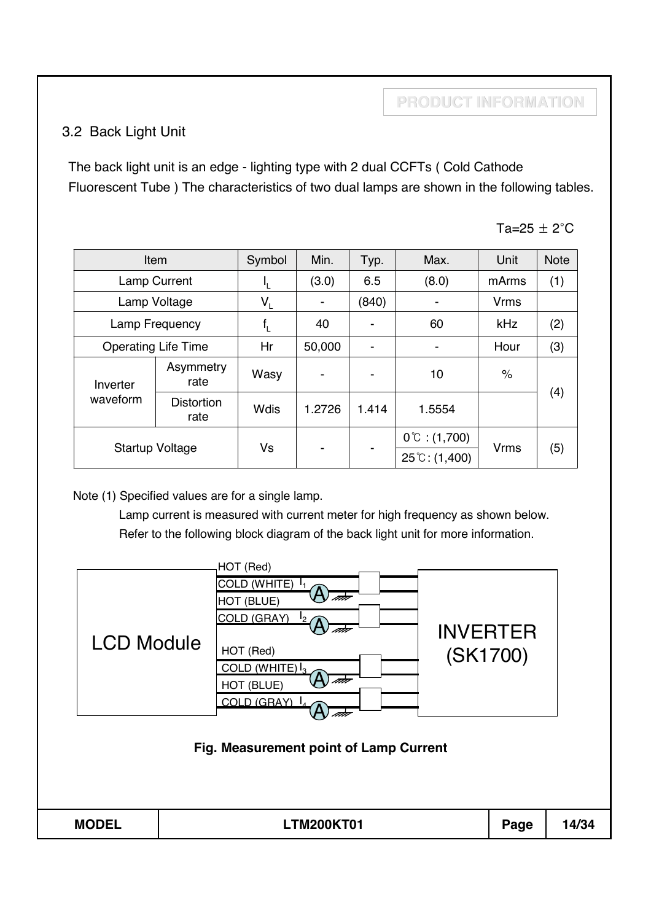## 3.2 Back Light Unit

The back light unit is an edge - lighting type with 2 dual CCFTs ( Cold Cathode Fluorescent Tube ) The characteristics of two dual lamps are shown in the following tables.

Ta=25 ± 2°C

| Item | | Symbol | Min. | Typ. | Max. | Unit | Note |
|---|---|---|---|---|---|---|---|
| Lamp Current | | $I_L$ | (3.0) | 6.5 | (8.0) | mArms | (1) |
| Lamp Voltage | | $V_L$ | - | (840) | - | Vrms | |
| Lamp Frequency | | $f_L$ | 40 | - | 60 | kHz | (2) |
| Operating Life Time | | Hr | 50,000 | - | - | Hour | (3) |
| Inverter waveform | Asymmetry rate | Wasy | - | - | 10 | % | (4) |
| | Distortion rate | Wdis | 1.2726 | 1.414 | 1.5554 | | |
| Startup Voltage | | Vs | - | - | 0℃ : (1,700) | Vrms | (5) |
| | | | | | 25℃: (1,400) | | |

Note (1) Specified values are for a single lamp.

Lamp current is measured with current meter for high frequency as shown below.

Refer to the following block diagram of the back light unit for more information.

LCD Module — HOT (Red), COLD (WHITE) $I_1$, HOT (BLUE), COLD (GRAY) $I_2$, HOT (Red), COLD (WHITE) $I_3$, HOT (BLUE), COLD (GRAY) $I_4$ — INVERTER (SK1700)

**Fig. Measurement point of Lamp Current**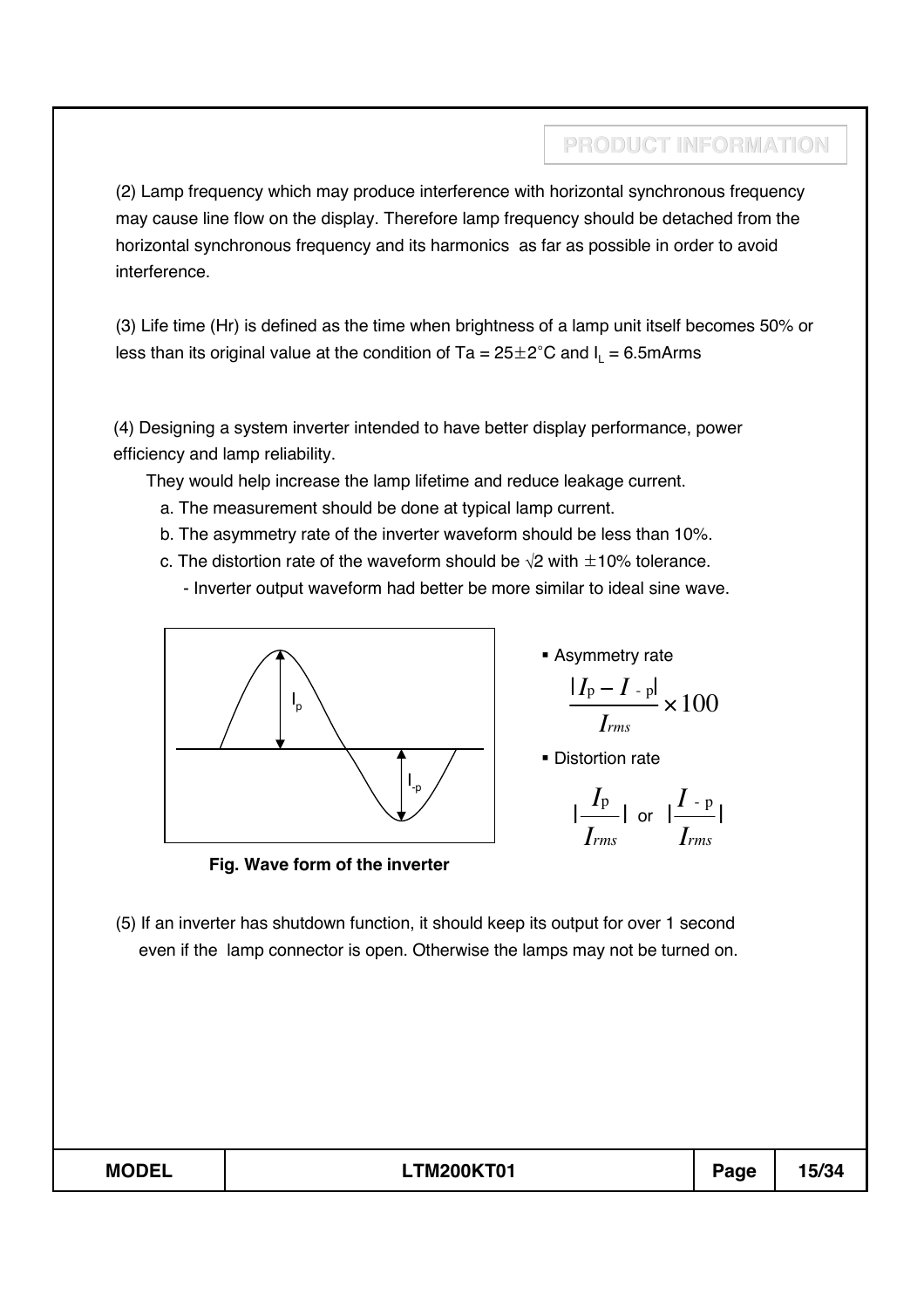(2) Lamp frequency which may produce interference with horizontal synchronous frequency may cause line flow on the display. Therefore lamp frequency should be detached from the horizontal synchronous frequency and its harmonics as far as possible in order to avoid interference.

(3) Life time (Hr) is defined as the time when brightness of a lamp unit itself becomes 50% or less than its original value at the condition of Ta = 25±2°C and $I_L$ = 6.5mArms

(4) Designing a system inverter intended to have better display performance, power efficiency and lamp reliability.

They would help increase the lamp lifetime and reduce leakage current.

a. The measurement should be done at typical lamp current.

b. The asymmetry rate of the inverter waveform should be less than 10%.

c. The distortion rate of the waveform should be √2 with ±10% tolerance.

- Inverter output waveform had better be more similar to ideal sine wave.

**Fig. Wave form of the inverter**

- Asymmetry rate

$$\frac{|I_p - I_{-p}|}{I_{rms}} \times 100$$

- Distortion rate

$$\left|\frac{I_p}{I_{rms}}\right| \text{ or } \left|\frac{I_{-p}}{I_{rms}}\right|$$

(5) If an inverter has shutdown function, it should keep its output for over 1 second even if the lamp connector is open. Otherwise the lamps may not be turned on.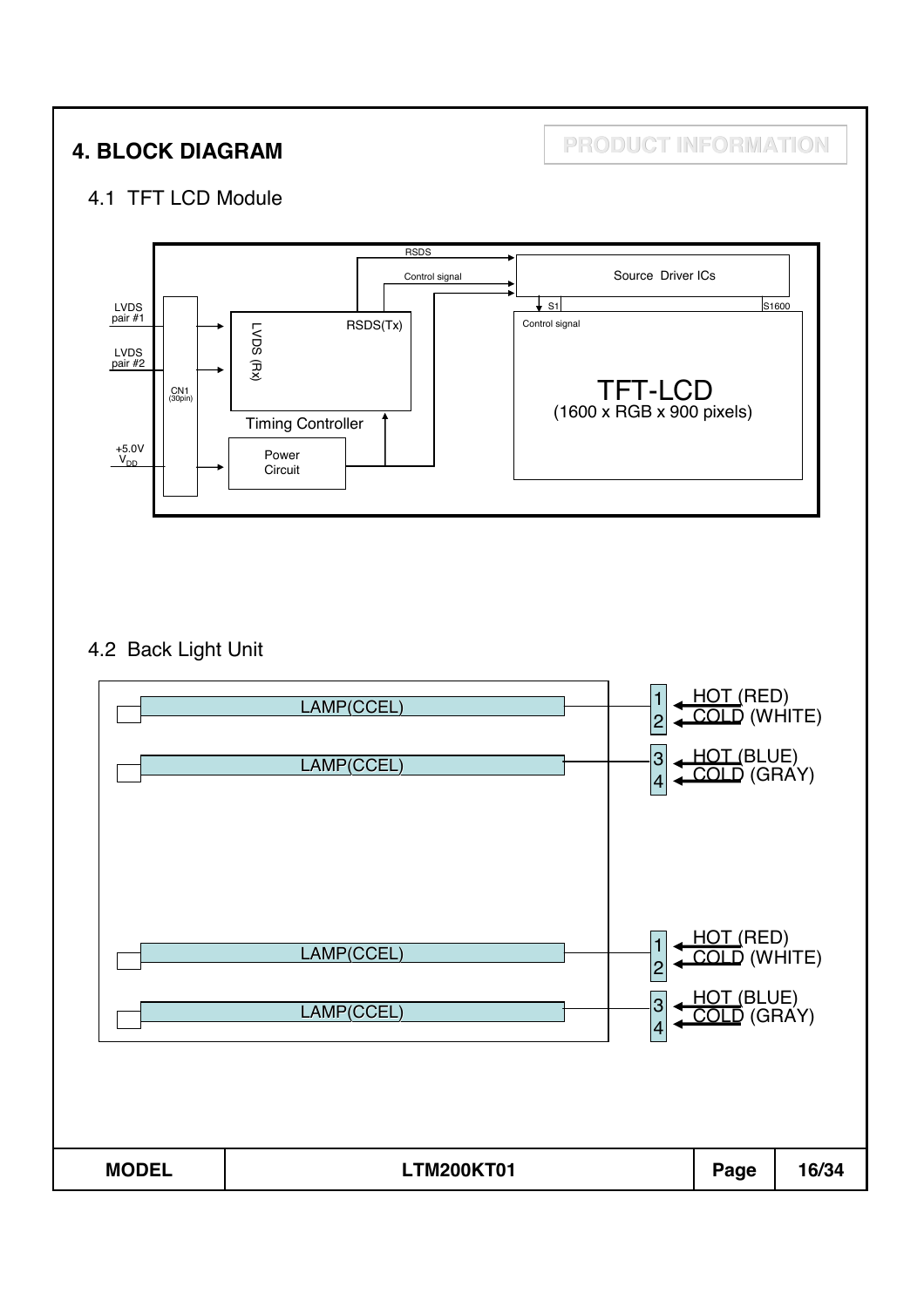# 4. BLOCK DIAGRAM

PRODUCT INFORMATION

## 4.1 TFT LCD Module

LVDS pair #1

LVDS pair #2

+5.0V $V_{DD}$

CN1 (30pin)

LVDS (Rx)

RSDS(Tx)

Timing Controller

Power Circuit

RSDS

Control signal

Source Driver ICs

S1

S1600

Control signal

TFT-LCD
(1600 x RGB x 900 pixels)

## 4.2 Back Light Unit

LAMP(CCEL) — 1 HOT (RED), 2 COLD (WHITE)

LAMP(CCEL) — 3 HOT (BLUE), 4 COLD (GRAY)

LAMP(CCEL) — 1 HOT (RED), 2 COLD (WHITE)

LAMP(CCEL) — 3 HOT (BLUE), 4 COLD (GRAY)

| MODEL | LTM200KT01 | Page | 16/34 |
|---|---|---|---|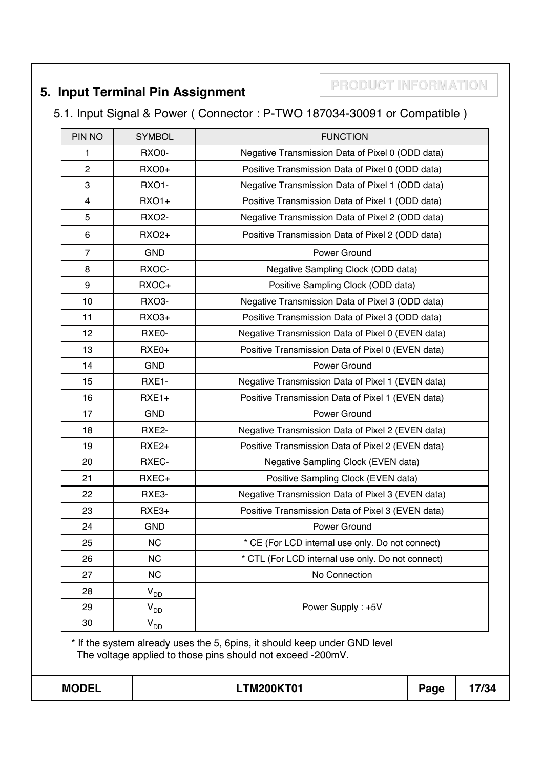## 5. Input Terminal Pin Assignment

PRODUCT INFORMATION

### 5.1. Input Signal & Power ( Connector : P-TWO 187034-30091 or Compatible )

| PIN NO | SYMBOL | FUNCTION |
|---|---|---|
| 1 | RXO0- | Negative Transmission Data of Pixel 0 (ODD data) |
| 2 | RXO0+ | Positive Transmission Data of Pixel 0 (ODD data) |
| 3 | RXO1- | Negative Transmission Data of Pixel 1 (ODD data) |
| 4 | RXO1+ | Positive Transmission Data of Pixel 1 (ODD data) |
| 5 | RXO2- | Negative Transmission Data of Pixel 2 (ODD data) |
| 6 | RXO2+ | Positive Transmission Data of Pixel 2 (ODD data) |
| 7 | GND | Power Ground |
| 8 | RXOC- | Negative Sampling Clock (ODD data) |
| 9 | RXOC+ | Positive Sampling Clock (ODD data) |
| 10 | RXO3- | Negative Transmission Data of Pixel 3 (ODD data) |
| 11 | RXO3+ | Positive Transmission Data of Pixel 3 (ODD data) |
| 12 | RXE0- | Negative Transmission Data of Pixel 0 (EVEN data) |
| 13 | RXE0+ | Positive Transmission Data of Pixel 0 (EVEN data) |
| 14 | GND | Power Ground |
| 15 | RXE1- | Negative Transmission Data of Pixel 1 (EVEN data) |
| 16 | RXE1+ | Positive Transmission Data of Pixel 1 (EVEN data) |
| 17 | GND | Power Ground |
| 18 | RXE2- | Negative Transmission Data of Pixel 2 (EVEN data) |
| 19 | RXE2+ | Positive Transmission Data of Pixel 2 (EVEN data) |
| 20 | RXEC- | Negative Sampling Clock (EVEN data) |
| 21 | RXEC+ | Positive Sampling Clock (EVEN data) |
| 22 | RXE3- | Negative Transmission Data of Pixel 3 (EVEN data) |
| 23 | RXE3+ | Positive Transmission Data of Pixel 3 (EVEN data) |
| 24 | GND | Power Ground |
| 25 | NC | * CE (For LCD internal use only. Do not connect) |
| 26 | NC | * CTL (For LCD internal use only. Do not connect) |
| 27 | NC | No Connection |
| 28 | $V_{DD}$ | Power Supply : +5V |
| 29 | $V_{DD}$ | |
| 30 | $V_{DD}$ | |

\* If the system already uses the 5, 6pins, it should keep under GND level
The voltage applied to those pins should not exceed -200mV.

| MODEL | LTM200KT01 |
|---|---|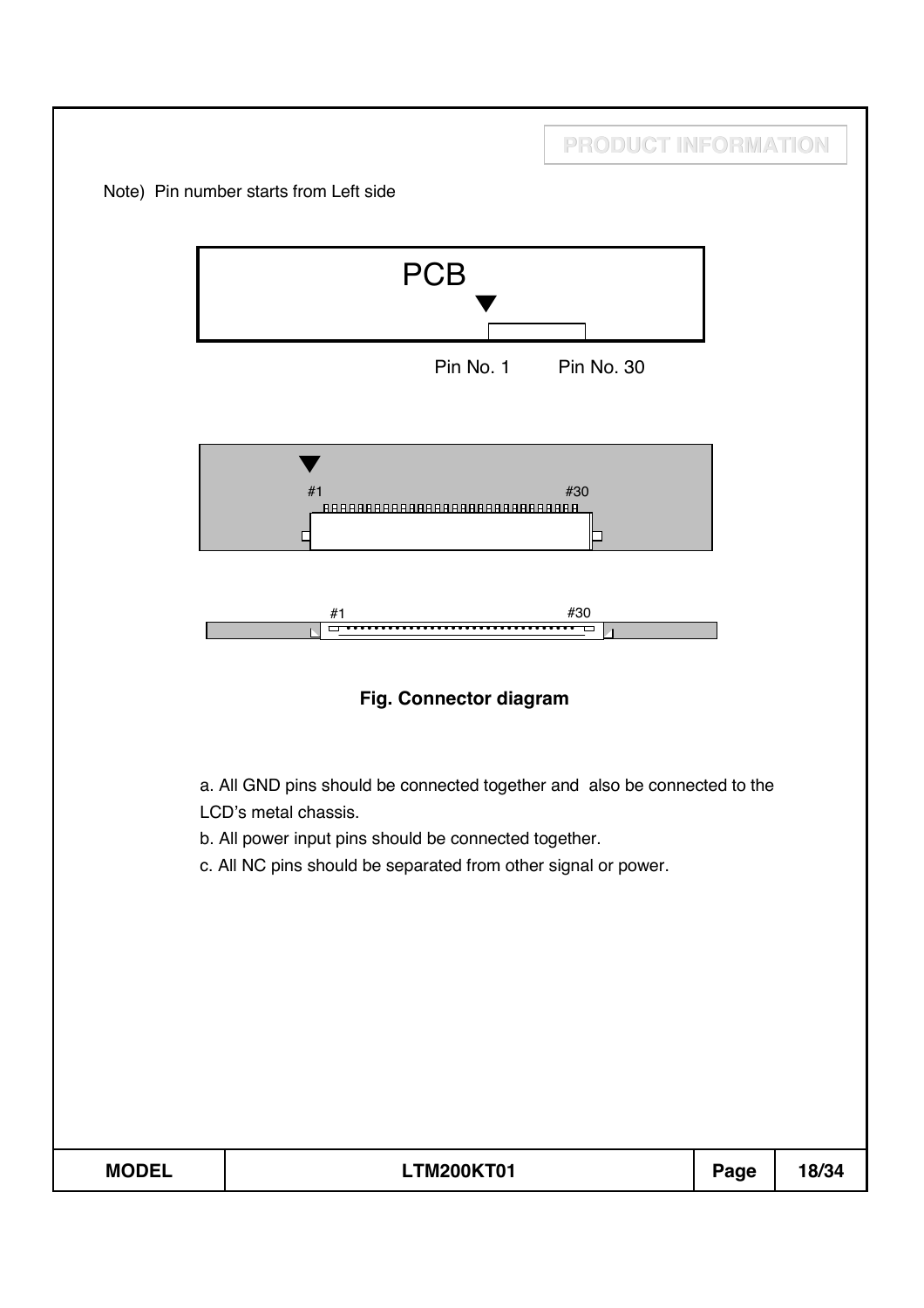Note) Pin number starts from Left side

PCB

Pin No. 1 Pin No. 30

#1 #30

#1 #30

**Fig. Connector diagram**

a. All GND pins should be connected together and also be connected to the LCD's metal chassis.

b. All power input pins should be connected together.

c. All NC pins should be separated from other signal or power.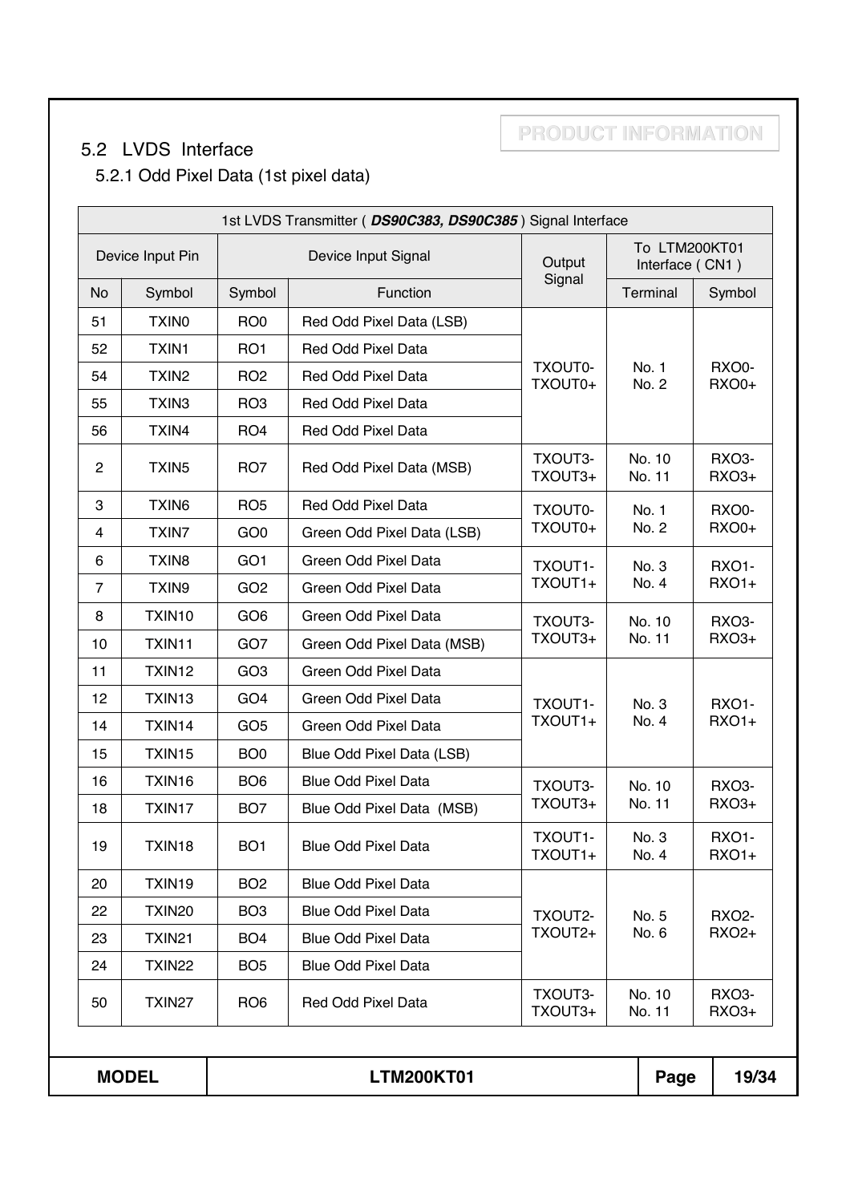PRODUCT INFORMATION

## 5.2 LVDS Interface

### 5.2.1 Odd Pixel Data (1st pixel data)

| 1st LVDS Transmitter ( ***DS90C383, DS90C385*** ) Signal Interface | | | | | | |
|---|---|---|---|---|---|---|
| Device Input Pin | | Device Input Signal | | Output Signal | To LTM200KT01 Interface ( CN1 ) | |
| No | Symbol | Symbol | Function | | Terminal | Symbol |
| 51 | TXIN0 | RO0 | Red Odd Pixel Data (LSB) | TXOUT0- TXOUT0+ | No. 1 No. 2 | RXO0- RXO0+ |
| 52 | TXIN1 | RO1 | Red Odd Pixel Data | | | |
| 54 | TXIN2 | RO2 | Red Odd Pixel Data | | | |
| 55 | TXIN3 | RO3 | Red Odd Pixel Data | | | |
| 56 | TXIN4 | RO4 | Red Odd Pixel Data | | | |
| 2 | TXIN5 | RO7 | Red Odd Pixel Data (MSB) | TXOUT3- TXOUT3+ | No. 10 No. 11 | RXO3- RXO3+ |
| 3 | TXIN6 | RO5 | Red Odd Pixel Data | TXOUT0- TXOUT0+ | No. 1 No. 2 | RXO0- RXO0+ |
| 4 | TXIN7 | GO0 | Green Odd Pixel Data (LSB) | | | |
| 6 | TXIN8 | GO1 | Green Odd Pixel Data | TXOUT1- TXOUT1+ | No. 3 No. 4 | RXO1- RXO1+ |
| 7 | TXIN9 | GO2 | Green Odd Pixel Data | | | |
| 8 | TXIN10 | GO6 | Green Odd Pixel Data | TXOUT3- TXOUT3+ | No. 10 No. 11 | RXO3- RXO3+ |
| 10 | TXIN11 | GO7 | Green Odd Pixel Data (MSB) | | | |
| 11 | TXIN12 | GO3 | Green Odd Pixel Data | TXOUT1- TXOUT1+ | No. 3 No. 4 | RXO1- RXO1+ |
| 12 | TXIN13 | GO4 | Green Odd Pixel Data | | | |
| 14 | TXIN14 | GO5 | Green Odd Pixel Data | | | |
| 15 | TXIN15 | BO0 | Blue Odd Pixel Data (LSB) | | | |
| 16 | TXIN16 | BO6 | Blue Odd Pixel Data | TXOUT3- TXOUT3+ | No. 10 No. 11 | RXO3- RXO3+ |
| 18 | TXIN17 | BO7 | Blue Odd Pixel Data (MSB) | | | |
| 19 | TXIN18 | BO1 | Blue Odd Pixel Data | TXOUT1- TXOUT1+ | No. 3 No. 4 | RXO1- RXO1+ |
| 20 | TXIN19 | BO2 | Blue Odd Pixel Data | TXOUT2- TXOUT2+ | No. 5 No. 6 | RXO2- RXO2+ |
| 22 | TXIN20 | BO3 | Blue Odd Pixel Data | | | |
| 23 | TXIN21 | BO4 | Blue Odd Pixel Data | | | |
| 24 | TXIN22 | BO5 | Blue Odd Pixel Data | | | |
| 50 | TXIN27 | RO6 | Red Odd Pixel Data | TXOUT3- TXOUT3+ | No. 10 No. 11 | RXO3- RXO3+ |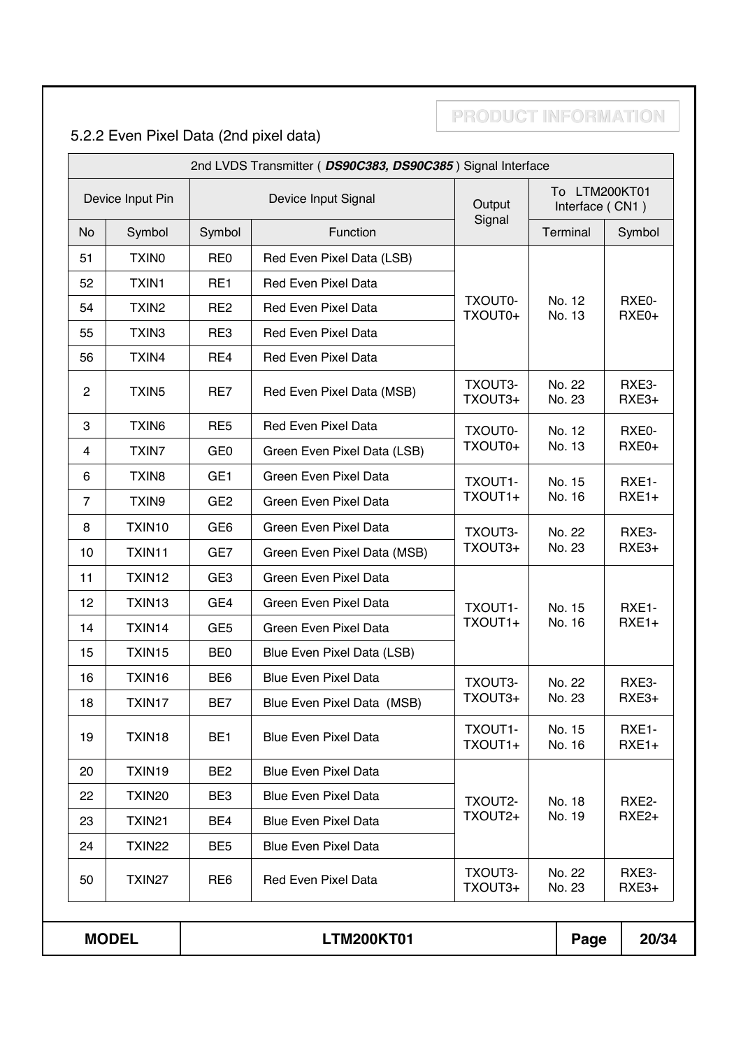PRODUCT INFORMATION

### 5.2.2 Even Pixel Data (2nd pixel data)

| 2nd LVDS Transmitter ( ***DS90C383, DS90C385*** ) Signal Interface | | | | | | |
|---|---|---|---|---|---|---|
| Device Input Pin | | Device Input Signal | | Output Signal | To LTM200KT01 Interface ( CN1 ) | |
| No | Symbol | Symbol | Function | | Terminal | Symbol |
| 51 | TXIN0 | RE0 | Red Even Pixel Data (LSB) | TXOUT0- TXOUT0+ | No. 12 No. 13 | RXE0- RXE0+ |
| 52 | TXIN1 | RE1 | Red Even Pixel Data | | | |
| 54 | TXIN2 | RE2 | Red Even Pixel Data | | | |
| 55 | TXIN3 | RE3 | Red Even Pixel Data | | | |
| 56 | TXIN4 | RE4 | Red Even Pixel Data | | | |
| 2 | TXIN5 | RE7 | Red Even Pixel Data (MSB) | TXOUT3- TXOUT3+ | No. 22 No. 23 | RXE3- RXE3+ |
| 3 | TXIN6 | RE5 | Red Even Pixel Data | TXOUT0- TXOUT0+ | No. 12 No. 13 | RXE0- RXE0+ |
| 4 | TXIN7 | GE0 | Green Even Pixel Data (LSB) | | | |
| 6 | TXIN8 | GE1 | Green Even Pixel Data | TXOUT1- TXOUT1+ | No. 15 No. 16 | RXE1- RXE1+ |
| 7 | TXIN9 | GE2 | Green Even Pixel Data | | | |
| 8 | TXIN10 | GE6 | Green Even Pixel Data | TXOUT3- TXOUT3+ | No. 22 No. 23 | RXE3- RXE3+ |
| 10 | TXIN11 | GE7 | Green Even Pixel Data (MSB) | | | |
| 11 | TXIN12 | GE3 | Green Even Pixel Data | TXOUT1- TXOUT1+ | No. 15 No. 16 | RXE1- RXE1+ |
| 12 | TXIN13 | GE4 | Green Even Pixel Data | | | |
| 14 | TXIN14 | GE5 | Green Even Pixel Data | | | |
| 15 | TXIN15 | BE0 | Blue Even Pixel Data (LSB) | | | |
| 16 | TXIN16 | BE6 | Blue Even Pixel Data | TXOUT3- TXOUT3+ | No. 22 No. 23 | RXE3- RXE3+ |
| 18 | TXIN17 | BE7 | Blue Even Pixel Data (MSB) | | | |
| 19 | TXIN18 | BE1 | Blue Even Pixel Data | TXOUT1- TXOUT1+ | No. 15 No. 16 | RXE1- RXE1+ |
| 20 | TXIN19 | BE2 | Blue Even Pixel Data | TXOUT2- TXOUT2+ | No. 18 No. 19 | RXE2- RXE2+ |
| 22 | TXIN20 | BE3 | Blue Even Pixel Data | | | |
| 23 | TXIN21 | BE4 | Blue Even Pixel Data | | | |
| 24 | TXIN22 | BE5 | Blue Even Pixel Data | | | |
| 50 | TXIN27 | RE6 | Red Even Pixel Data | TXOUT3- TXOUT3+ | No. 22 No. 23 | RXE3- RXE3+ |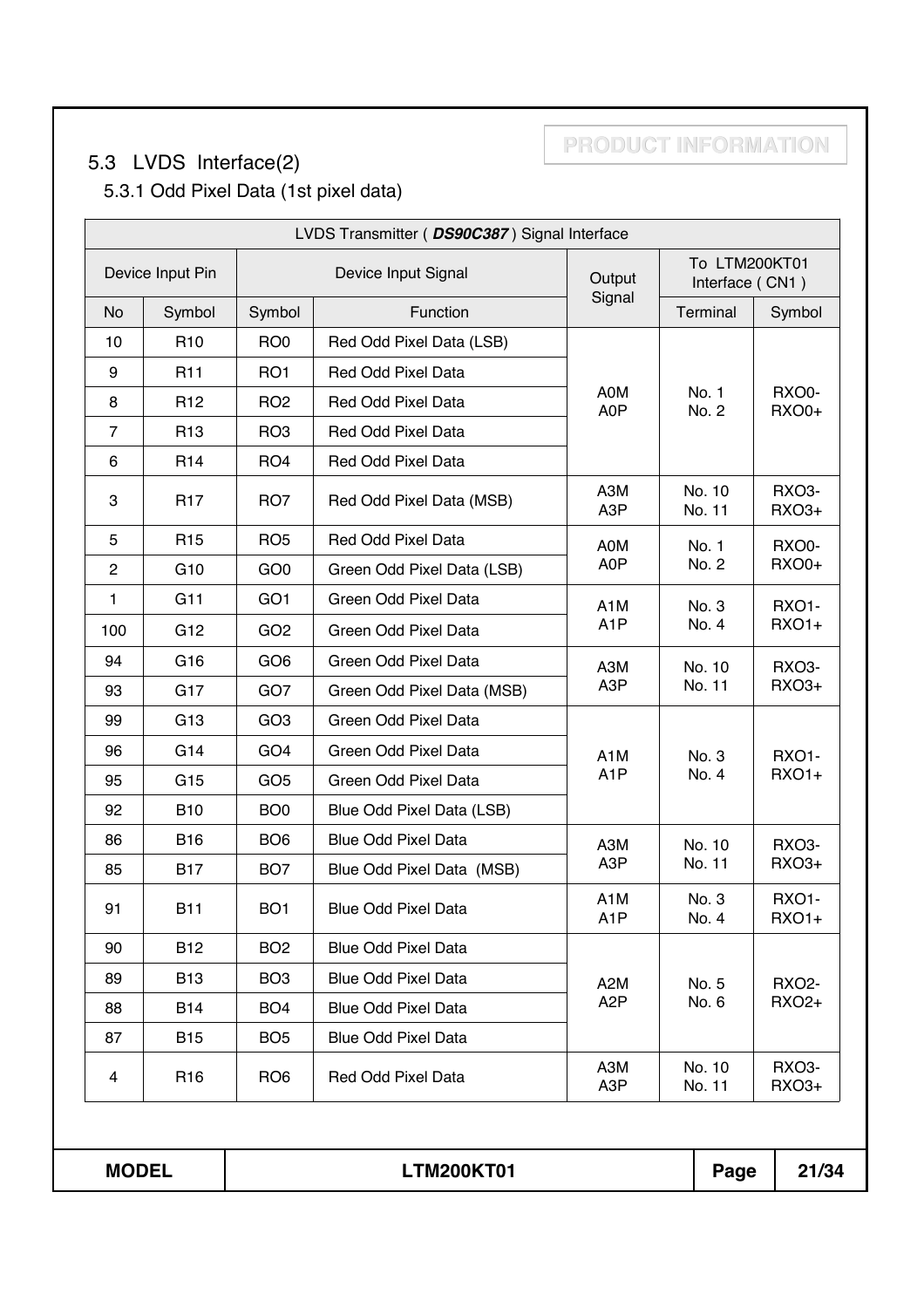## 5.3 LVDS Interface(2)

### 5.3.1 Odd Pixel Data (1st pixel data)

| LVDS Transmitter ( ***DS90C387*** ) Signal Interface | | | | | | |
|---|---|---|---|---|---|---|
| Device Input Pin | | Device Input Signal | | Output Signal | To LTM200KT01 Interface ( CN1 ) | |
| No | Symbol | Symbol | Function | | Terminal | Symbol |
| 10 | R10 | RO0 | Red Odd Pixel Data (LSB) | A0M A0P | No. 1 No. 2 | RXO0- RXO0+ |
| 9 | R11 | RO1 | Red Odd Pixel Data | | | |
| 8 | R12 | RO2 | Red Odd Pixel Data | | | |
| 7 | R13 | RO3 | Red Odd Pixel Data | | | |
| 6 | R14 | RO4 | Red Odd Pixel Data | | | |
| 3 | R17 | RO7 | Red Odd Pixel Data (MSB) | A3M A3P | No. 10 No. 11 | RXO3- RXO3+ |
| 5 | R15 | RO5 | Red Odd Pixel Data | A0M A0P | No. 1 No. 2 | RXO0- RXO0+ |
| 2 | G10 | GO0 | Green Odd Pixel Data (LSB) | | | |
| 1 | G11 | GO1 | Green Odd Pixel Data | A1M A1P | No. 3 No. 4 | RXO1- RXO1+ |
| 100 | G12 | GO2 | Green Odd Pixel Data | | | |
| 94 | G16 | GO6 | Green Odd Pixel Data | A3M A3P | No. 10 No. 11 | RXO3- RXO3+ |
| 93 | G17 | GO7 | Green Odd Pixel Data (MSB) | | | |
| 99 | G13 | GO3 | Green Odd Pixel Data | A1M A1P | No. 3 No. 4 | RXO1- RXO1+ |
| 96 | G14 | GO4 | Green Odd Pixel Data | | | |
| 95 | G15 | GO5 | Green Odd Pixel Data | | | |
| 92 | B10 | BO0 | Blue Odd Pixel Data (LSB) | | | |
| 86 | B16 | BO6 | Blue Odd Pixel Data | A3M A3P | No. 10 No. 11 | RXO3- RXO3+ |
| 85 | B17 | BO7 | Blue Odd Pixel Data (MSB) | | | |
| 91 | B11 | BO1 | Blue Odd Pixel Data | A1M A1P | No. 3 No. 4 | RXO1- RXO1+ |
| 90 | B12 | BO2 | Blue Odd Pixel Data | A2M A2P | No. 5 No. 6 | RXO2- RXO2+ |
| 89 | B13 | BO3 | Blue Odd Pixel Data | | | |
| 88 | B14 | BO4 | Blue Odd Pixel Data | | | |
| 87 | B15 | BO5 | Blue Odd Pixel Data | | | |
| 4 | R16 | RO6 | Red Odd Pixel Data | A3M A3P | No. 10 No. 11 | RXO3- RXO3+ |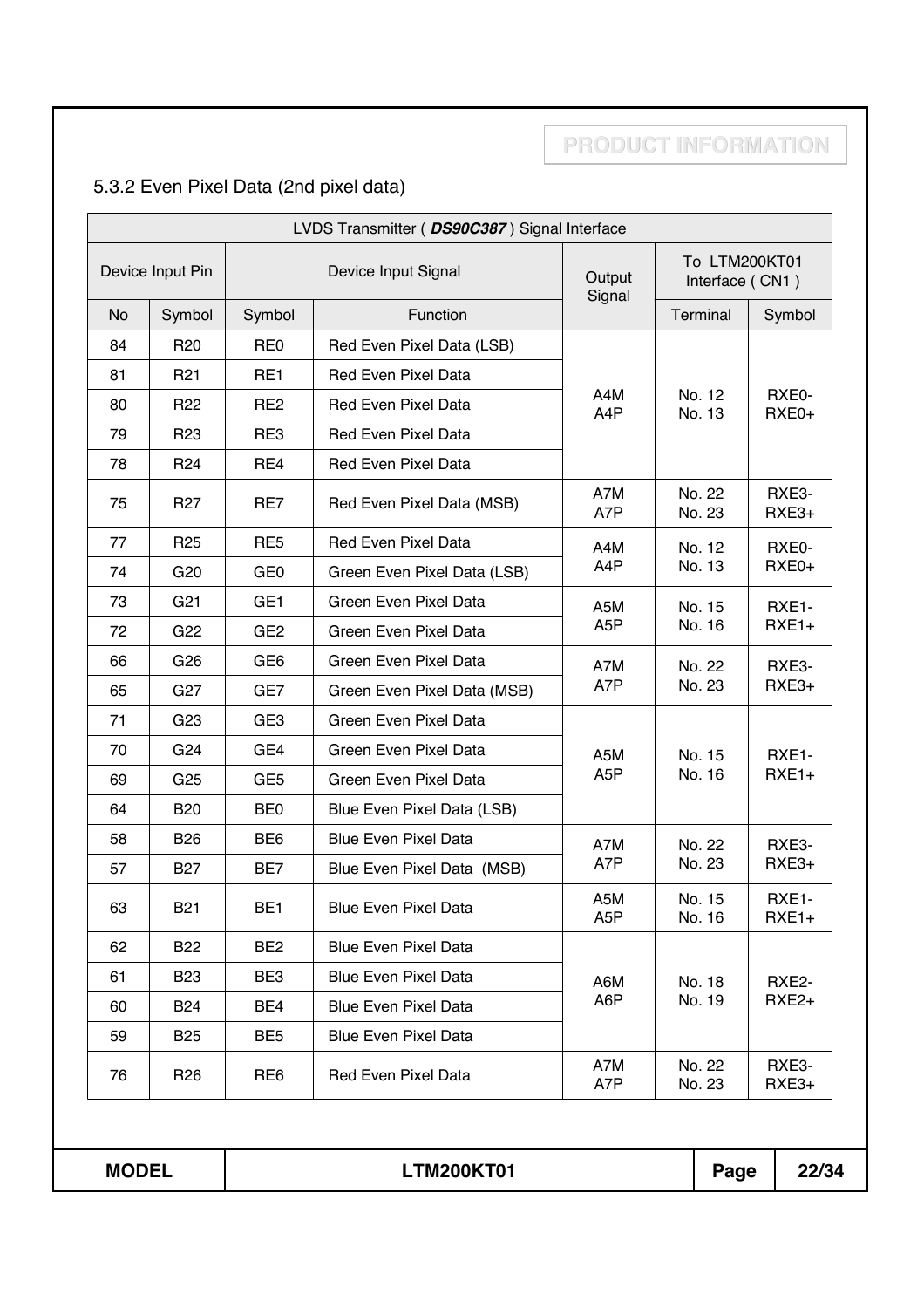### 5.3.2 Even Pixel Data (2nd pixel data)

| LVDS Transmitter ( ***DS90C387*** ) Signal Interface | | | | | | |
|---|---|---|---|---|---|---|
| Device Input Pin | | Device Input Signal | | Output Signal | To LTM200KT01 Interface ( CN1 ) | |
| No | Symbol | Symbol | Function | | Terminal | Symbol |
| 84 | R20 | RE0 | Red Even Pixel Data (LSB) | A4M A4P | No. 12 No. 13 | RXE0- RXE0+ |
| 81 | R21 | RE1 | Red Even Pixel Data | | | |
| 80 | R22 | RE2 | Red Even Pixel Data | | | |
| 79 | R23 | RE3 | Red Even Pixel Data | | | |
| 78 | R24 | RE4 | Red Even Pixel Data | | | |
| 75 | R27 | RE7 | Red Even Pixel Data (MSB) | A7M A7P | No. 22 No. 23 | RXE3- RXE3+ |
| 77 | R25 | RE5 | Red Even Pixel Data | A4M A4P | No. 12 No. 13 | RXE0- RXE0+ |
| 74 | G20 | GE0 | Green Even Pixel Data (LSB) | | | |
| 73 | G21 | GE1 | Green Even Pixel Data | A5M A5P | No. 15 No. 16 | RXE1- RXE1+ |
| 72 | G22 | GE2 | Green Even Pixel Data | | | |
| 66 | G26 | GE6 | Green Even Pixel Data | A7M A7P | No. 22 No. 23 | RXE3- RXE3+ |
| 65 | G27 | GE7 | Green Even Pixel Data (MSB) | | | |
| 71 | G23 | GE3 | Green Even Pixel Data | A5M A5P | No. 15 No. 16 | RXE1- RXE1+ |
| 70 | G24 | GE4 | Green Even Pixel Data | | | |
| 69 | G25 | GE5 | Green Even Pixel Data | | | |
| 64 | B20 | BE0 | Blue Even Pixel Data (LSB) | | | |
| 58 | B26 | BE6 | Blue Even Pixel Data | A7M A7P | No. 22 No. 23 | RXE3- RXE3+ |
| 57 | B27 | BE7 | Blue Even Pixel Data (MSB) | | | |
| 63 | B21 | BE1 | Blue Even Pixel Data | A5M A5P | No. 15 No. 16 | RXE1- RXE1+ |
| 62 | B22 | BE2 | Blue Even Pixel Data | A6M A6P | No. 18 No. 19 | RXE2- RXE2+ |
| 61 | B23 | BE3 | Blue Even Pixel Data | | | |
| 60 | B24 | BE4 | Blue Even Pixel Data | | | |
| 59 | B25 | BE5 | Blue Even Pixel Data | | | |
| 76 | R26 | RE6 | Red Even Pixel Data | A7M A7P | No. 22 No. 23 | RXE3- RXE3+ |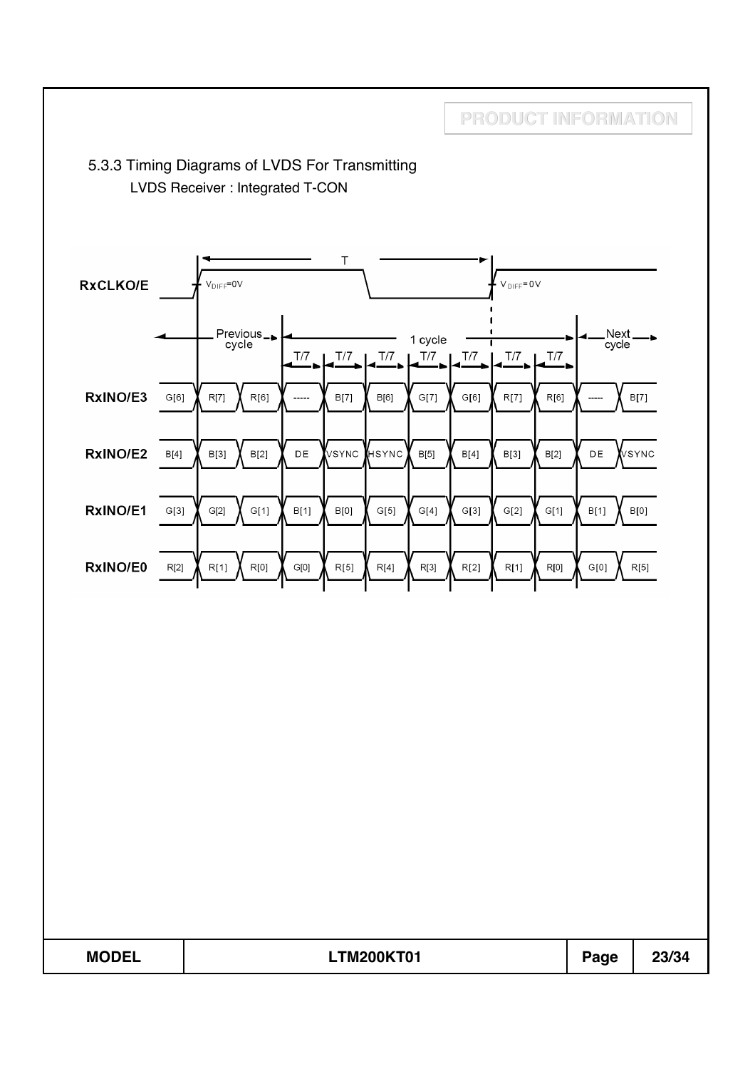PRODUCT INFORMATION

### 5.3.3 Timing Diagrams of LVDS For Transmitting

LVDS Receiver : Integrated T-CON

RxCLKO/E — $V_{DIFF}$=0V — T — $V_{DIFF}$=0V

Previous cycle | 1 cycle | Next cycle

T/7 T/7 T/7 T/7 T/7 T/7 T/7

| Signal | | Previous cycle | | 1 cycle | | | | | | | Next cycle | |
|---|---|---|---|---|---|---|---|---|---|---|---|---|
| RxINO/E3 | G[6] | R[7] | R[6] | ----- | B[7] | B[6] | G[7] | G[6] | R[7] | R[6] | ----- | B[7] |
| RxINO/E2 | B[4] | B[3] | B[2] | DE | VSYNC | HSYNC | B[5] | B[4] | B[3] | B[2] | DE | VSYNC |
| RxINO/E1 | G[3] | G[2] | G[1] | B[1] | B[0] | G[5] | G[4] | G[3] | G[2] | G[1] | B[1] | B[0] |
| RxINO/E0 | R[2] | R[1] | R[0] | G[0] | R[5] | R[4] | R[3] | R[2] | R[1] | R[0] | G[0] | R[5] |

| MODEL | LTM200KT01 | Page | 23/34 |
|---|---|---|---|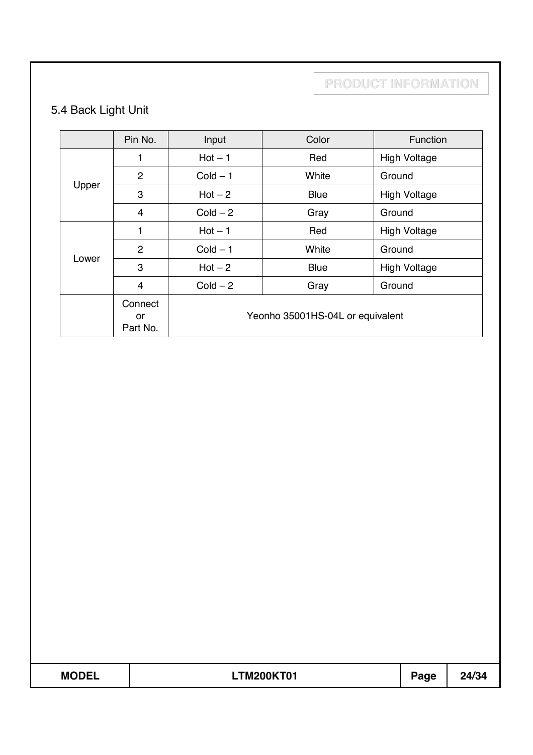## 5.4 Back Light Unit

| | Pin No. | Input | Color | Function |
|---|---|---|---|---|
| Upper | 1 | Hot – 1 | Red | High Voltage |
| | 2 | Cold – 1 | White | Ground |
| | 3 | Hot – 2 | Blue | High Voltage |
| | 4 | Cold – 2 | Gray | Ground |
| Lower | 1 | Hot – 1 | Red | High Voltage |
| | 2 | Cold – 1 | White | Ground |
| | 3 | Hot – 2 | Blue | High Voltage |
| | 4 | Cold – 2 | Gray | Ground |
| | Connector Part No. | Yeonho 35001HS-04L or equivalent | | |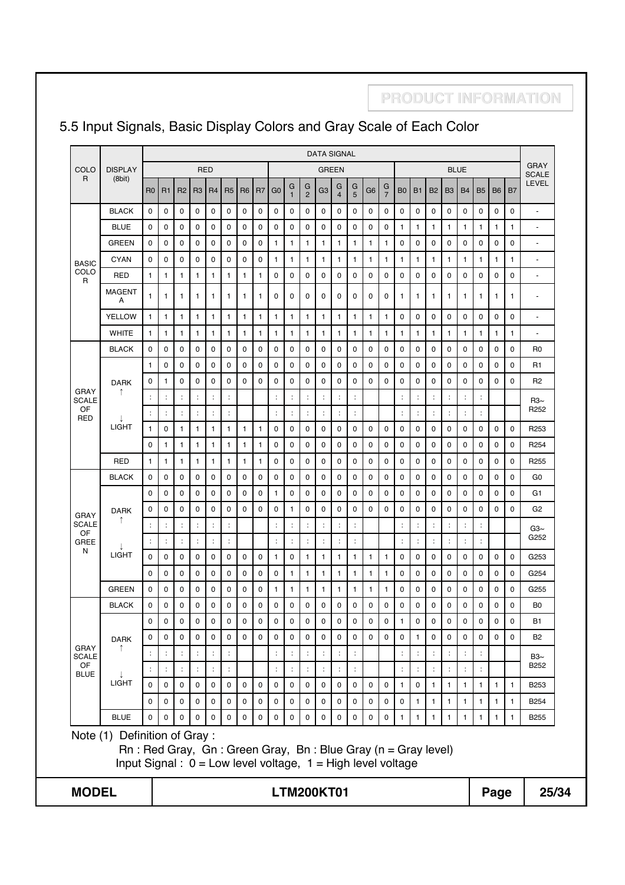## 5.5 Input Signals, Basic Display Colors and Gray Scale of Each Color

| COLOR | DISPLAY (8bit) | DATA SIGNAL | | | | | | | | | | | | | | | | | | | | | | | | GRAY SCALE LEVEL |
|---|---|---|---|---|---|---|---|---|---|---|---|---|---|---|---|---|---|---|---|---|---|---|---|---|---|---|
| | | RED | | | | | | | | GREEN | | | | | | | | BLUE | | | | | | | | |
| | | R0 | R1 | R2 | R3 | R4 | R5 | R6 | R7 | G0 | G1 | G2 | G3 | G4 | G5 | G6 | G7 | B0 | B1 | B2 | B3 | B4 | B5 | B6 | B7 | |
| BASIC COLOR | BLACK | 0 | 0 | 0 | 0 | 0 | 0 | 0 | 0 | 0 | 0 | 0 | 0 | 0 | 0 | 0 | 0 | 0 | 0 | 0 | 0 | 0 | 0 | 0 | 0 | - |
| | BLUE | 0 | 0 | 0 | 0 | 0 | 0 | 0 | 0 | 0 | 0 | 0 | 0 | 0 | 0 | 0 | 0 | 1 | 1 | 1 | 1 | 1 | 1 | 1 | 1 | - |
| | GREEN | 0 | 0 | 0 | 0 | 0 | 0 | 0 | 0 | 1 | 1 | 1 | 1 | 1 | 1 | 1 | 1 | 0 | 0 | 0 | 0 | 0 | 0 | 0 | 0 | - |
| | CYAN | 0 | 0 | 0 | 0 | 0 | 0 | 0 | 0 | 1 | 1 | 1 | 1 | 1 | 1 | 1 | 1 | 1 | 1 | 1 | 1 | 1 | 1 | 1 | 1 | - |
| | RED | 1 | 1 | 1 | 1 | 1 | 1 | 1 | 1 | 0 | 0 | 0 | 0 | 0 | 0 | 0 | 0 | 0 | 0 | 0 | 0 | 0 | 0 | 0 | 0 | - |
| | MAGENTA | 1 | 1 | 1 | 1 | 1 | 1 | 1 | 1 | 0 | 0 | 0 | 0 | 0 | 0 | 0 | 0 | 1 | 1 | 1 | 1 | 1 | 1 | 1 | 1 | - |
| | YELLOW | 1 | 1 | 1 | 1 | 1 | 1 | 1 | 1 | 1 | 1 | 1 | 1 | 1 | 1 | 1 | 1 | 0 | 0 | 0 | 0 | 0 | 0 | 0 | 0 | - |
| | WHITE | 1 | 1 | 1 | 1 | 1 | 1 | 1 | 1 | 1 | 1 | 1 | 1 | 1 | 1 | 1 | 1 | 1 | 1 | 1 | 1 | 1 | 1 | 1 | 1 | - |
| GRAY SCALE OF RED | BLACK | 0 | 0 | 0 | 0 | 0 | 0 | 0 | 0 | 0 | 0 | 0 | 0 | 0 | 0 | 0 | 0 | 0 | 0 | 0 | 0 | 0 | 0 | 0 | 0 | R0 |
| | DARK ↑ | 1 | 0 | 0 | 0 | 0 | 0 | 0 | 0 | 0 | 0 | 0 | 0 | 0 | 0 | 0 | 0 | 0 | 0 | 0 | 0 | 0 | 0 | 0 | 0 | R1 |
| | | 0 | 1 | 0 | 0 | 0 | 0 | 0 | 0 | 0 | 0 | 0 | 0 | 0 | 0 | 0 | 0 | 0 | 0 | 0 | 0 | 0 | 0 | 0 | 0 | R2 |
| | | : | : | : | : | : | : | | | : | : | : | : | : | : | | | : | : | : | : | : | : | | | R3~ R252 |
| | | : | : | : | : | : | : | | | : | : | : | : | : | : | | | : | : | : | : | : | : | | | |
| | ↓ LIGHT | 1 | 0 | 1 | 1 | 1 | 1 | 1 | 1 | 0 | 0 | 0 | 0 | 0 | 0 | 0 | 0 | 0 | 0 | 0 | 0 | 0 | 0 | 0 | 0 | R253 |
| | | 0 | 1 | 1 | 1 | 1 | 1 | 1 | 1 | 0 | 0 | 0 | 0 | 0 | 0 | 0 | 0 | 0 | 0 | 0 | 0 | 0 | 0 | 0 | 0 | R254 |
| | RED | 1 | 1 | 1 | 1 | 1 | 1 | 1 | 1 | 0 | 0 | 0 | 0 | 0 | 0 | 0 | 0 | 0 | 0 | 0 | 0 | 0 | 0 | 0 | 0 | R255 |
| GRAY SCALE OF GREEN | BLACK | 0 | 0 | 0 | 0 | 0 | 0 | 0 | 0 | 0 | 0 | 0 | 0 | 0 | 0 | 0 | 0 | 0 | 0 | 0 | 0 | 0 | 0 | 0 | 0 | G0 |
| | DARK ↑ | 0 | 0 | 0 | 0 | 0 | 0 | 0 | 0 | 1 | 0 | 0 | 0 | 0 | 0 | 0 | 0 | 0 | 0 | 0 | 0 | 0 | 0 | 0 | 0 | G1 |
| | | 0 | 0 | 0 | 0 | 0 | 0 | 0 | 0 | 0 | 1 | 0 | 0 | 0 | 0 | 0 | 0 | 0 | 0 | 0 | 0 | 0 | 0 | 0 | 0 | G2 |
| | | : | : | : | : | : | : | | | : | : | : | : | : | : | | | : | : | : | : | : | : | | | G3~ G252 |
| | | : | : | : | : | : | : | | | : | : | : | : | : | : | | | : | : | : | : | : | : | | | |
| | ↓ LIGHT | 0 | 0 | 0 | 0 | 0 | 0 | 0 | 0 | 1 | 0 | 1 | 1 | 1 | 1 | 1 | 1 | 0 | 0 | 0 | 0 | 0 | 0 | 0 | 0 | G253 |
| | | 0 | 0 | 0 | 0 | 0 | 0 | 0 | 0 | 0 | 1 | 1 | 1 | 1 | 1 | 1 | 1 | 0 | 0 | 0 | 0 | 0 | 0 | 0 | 0 | G254 |
| | GREEN | 0 | 0 | 0 | 0 | 0 | 0 | 0 | 0 | 1 | 1 | 1 | 1 | 1 | 1 | 1 | 1 | 0 | 0 | 0 | 0 | 0 | 0 | 0 | 0 | G255 |
| GRAY SCALE OF BLUE | BLACK | 0 | 0 | 0 | 0 | 0 | 0 | 0 | 0 | 0 | 0 | 0 | 0 | 0 | 0 | 0 | 0 | 0 | 0 | 0 | 0 | 0 | 0 | 0 | 0 | B0 |
| | DARK ↑ | 0 | 0 | 0 | 0 | 0 | 0 | 0 | 0 | 0 | 0 | 0 | 0 | 0 | 0 | 0 | 0 | 1 | 0 | 0 | 0 | 0 | 0 | 0 | 0 | B1 |
| | | 0 | 0 | 0 | 0 | 0 | 0 | 0 | 0 | 0 | 0 | 0 | 0 | 0 | 0 | 0 | 0 | 0 | 1 | 0 | 0 | 0 | 0 | 0 | 0 | B2 |
| | | : | : | : | : | : | : | | | : | : | : | : | : | : | | | : | : | : | : | : | : | | | B3~ B252 |
| | | : | : | : | : | : | : | | | : | : | : | : | : | : | | | : | : | : | : | : | : | | | |
| | ↓ LIGHT | 0 | 0 | 0 | 0 | 0 | 0 | 0 | 0 | 0 | 0 | 0 | 0 | 0 | 0 | 0 | 0 | 1 | 0 | 1 | 1 | 1 | 1 | 1 | 1 | B253 |
| | | 0 | 0 | 0 | 0 | 0 | 0 | 0 | 0 | 0 | 0 | 0 | 0 | 0 | 0 | 0 | 0 | 0 | 1 | 1 | 1 | 1 | 1 | 1 | 1 | B254 |
| | BLUE | 0 | 0 | 0 | 0 | 0 | 0 | 0 | 0 | 0 | 0 | 0 | 0 | 0 | 0 | 0 | 0 | 1 | 1 | 1 | 1 | 1 | 1 | 1 | 1 | B255 |

Note (1) Definition of Gray :

Rn : Red Gray, Gn : Green Gray, Bn : Blue Gray (n = Gray level)

Input Signal : 0 = Low level voltage, 1 = High level voltage

MODEL: LTM200KT01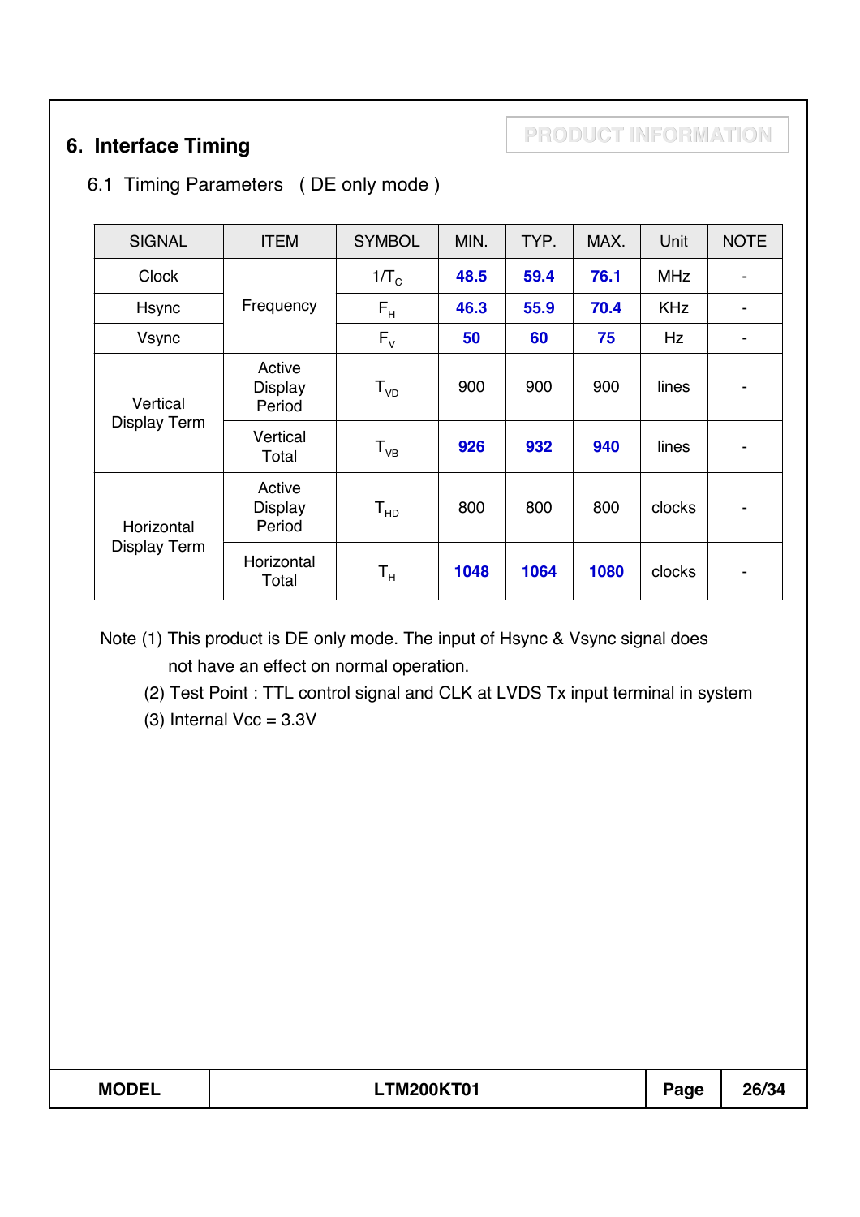PRODUCT INFORMATION

## 6. Interface Timing

### 6.1 Timing Parameters ( DE only mode )

| SIGNAL | ITEM | SYMBOL | MIN. | TYP. | MAX. | Unit | NOTE |
|---|---|---|---|---|---|---|---|
| Clock | Frequency | $1/T_C$ | **48.5** | **59.4** | **76.1** | MHz | - |
| Hsync | | $F_H$ | **46.3** | **55.9** | **70.4** | KHz | - |
| Vsync | | $F_V$ | **50** | **60** | **75** | Hz | - |
| Vertical Display Term | Active Display Period | $T_{VD}$ | 900 | 900 | 900 | lines | - |
| | Vertical Total | $T_{VB}$ | **926** | **932** | **940** | lines | - |
| Horizontal Display Term | Active Display Period | $T_{HD}$ | 800 | 800 | 800 | clocks | - |
| | Horizontal Total | $T_H$ | **1048** | **1064** | **1080** | clocks | - |

Note (1) This product is DE only mode. The input of Hsync & Vsync signal does not have an effect on normal operation.

(2) Test Point : TTL control signal and CLK at LVDS Tx input terminal in system

(3) Internal Vcc = 3.3V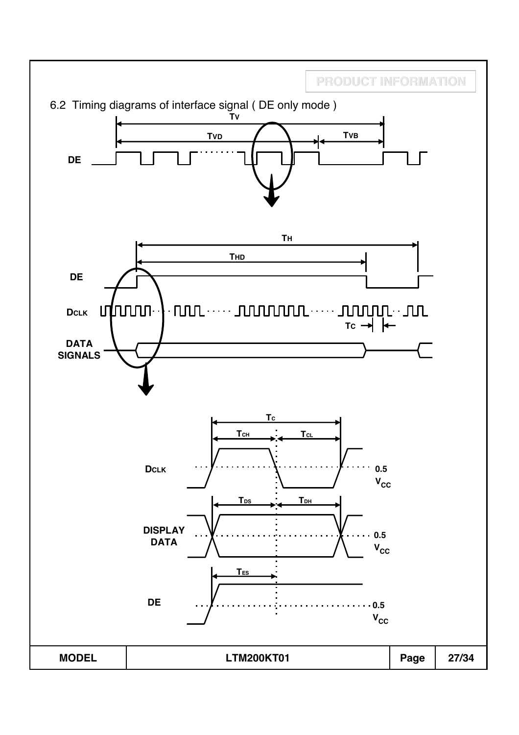PRODUCT INFORMATION

## 6.2 Timing diagrams of interface signal ( DE only mode )

$T_V$

$T_{VD}$ $T_{VB}$

DE

$T_H$

$T_{HD}$

DE

DCLK

$T_C$

DATA SIGNALS

$T_C$

$T_{CH}$ $T_{CL}$

DCLK 0.5 $V_{CC}$

$T_{DS}$ $T_{DH}$

DISPLAY DATA 0.5 $V_{CC}$

$T_{ES}$

DE 0.5 $V_{CC}$

| MODEL | LTM200KT01 | Page | 27/34 |
|---|---|---|---|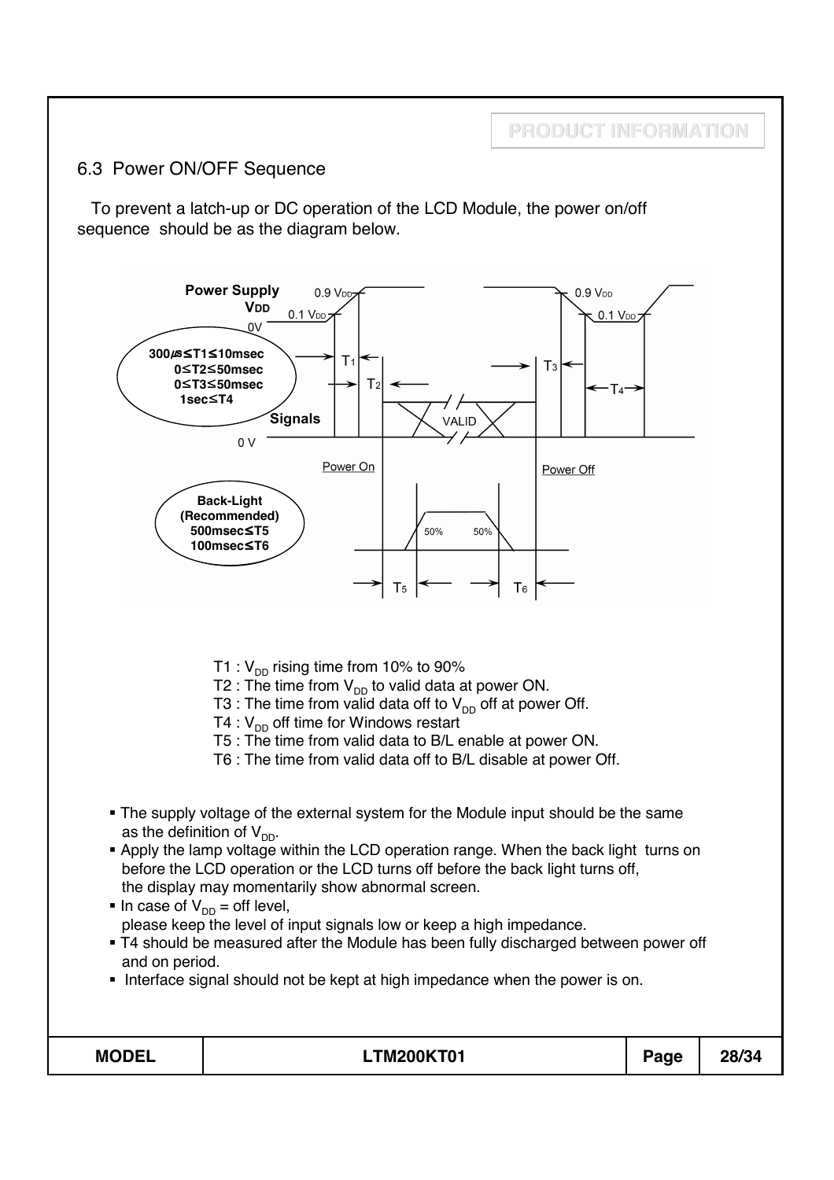## 6.3 Power ON/OFF Sequence

To prevent a latch-up or DC operation of the LCD Module, the power on/off sequence should be as the diagram below.

Power Supply $V_{DD}$

0.9 $V_{DD}$

0.1 $V_{DD}$

0V

300㎲≤T1≤10msec
0≤T2≤50msec
0≤T3≤50msec
1sec≤T4

Signals

0 V

VALID

Power On

Power Off

Back-Light (Recommended)
500msec≤T5
100msec≤T6

50% 50%

T1 : $V_{DD}$ rising time from 10% to 90%
T2 : The time from $V_{DD}$ to valid data at power ON.
T3 : The time from valid data off to $V_{DD}$ off at power Off.
T4 : $V_{DD}$ off time for Windows restart
T5 : The time from valid data to B/L enable at power ON.
T6 : The time from valid data off to B/L disable at power Off.

- The supply voltage of the external system for the Module input should be the same as the definition of $V_{DD}$.
- Apply the lamp voltage within the LCD operation range. When the back light turns on before the LCD operation or the LCD turns off before the back light turns off, the display may momentarily show abnormal screen.
- In case of $V_{DD}$ = off level, please keep the level of input signals low or keep a high impedance.
- T4 should be measured after the Module has been fully discharged between power off and on period.
- Interface signal should not be kept at high impedance when the power is on.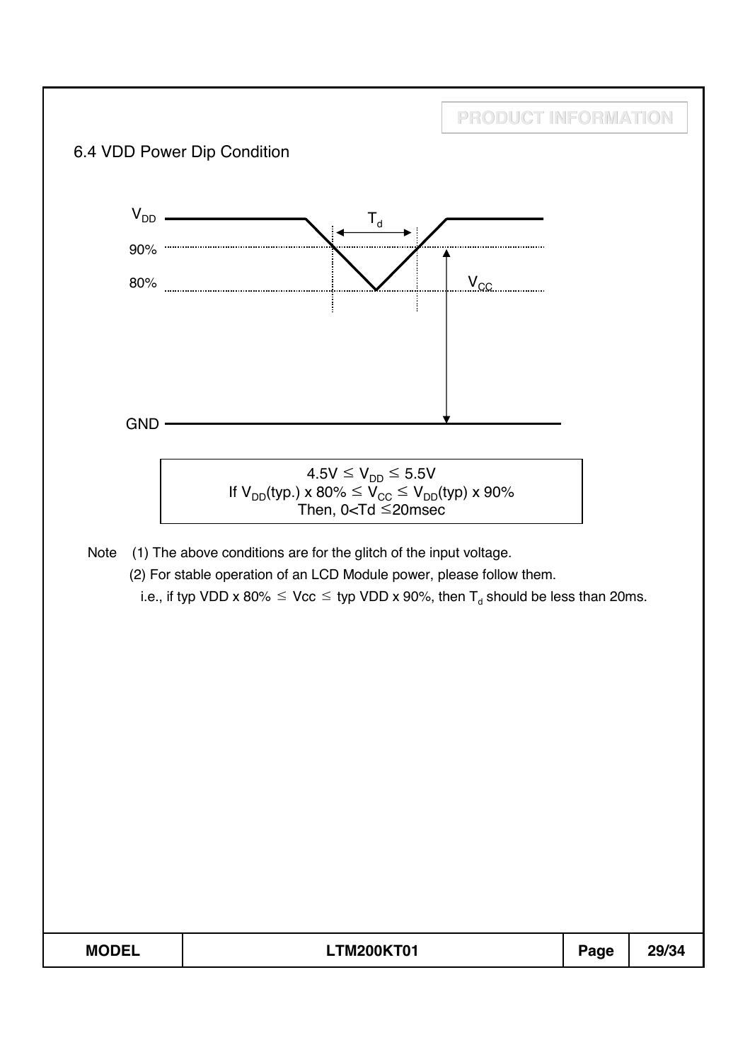PRODUCT INFORMATION

## 6.4 VDD Power Dip Condition

$V_{DD}$

$T_d$

90%

80%

$V_{CC}$

GND

$4.5V \leq V_{DD} \leq 5.5V$
If $V_{DD}$(typ.) x 80% $\leq V_{CC} \leq V_{DD}$(typ) x 90%
Then, $0 < Td \leq 20$msec

Note (1) The above conditions are for the glitch of the input voltage.

(2) For stable operation of an LCD Module power, please follow them.

i.e., if typ VDD x 80% $\leq$ Vcc $\leq$ typ VDD x 90%, then $T_d$ should be less than 20ms.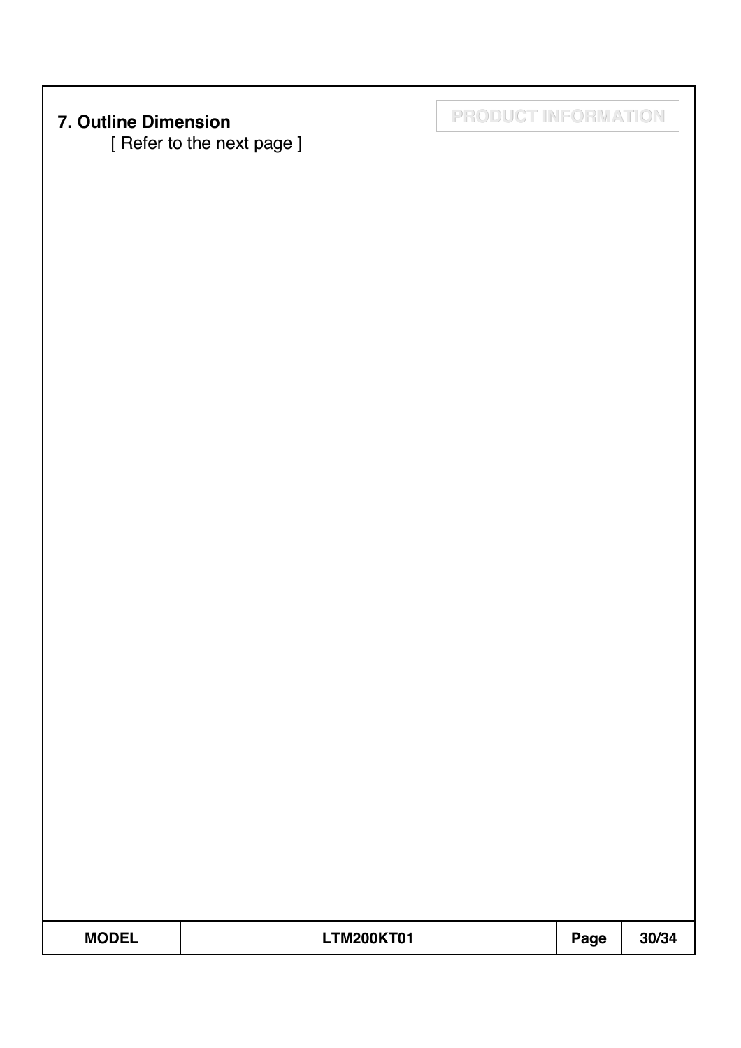## 7. Outline Dimension

[ Refer to the next page ]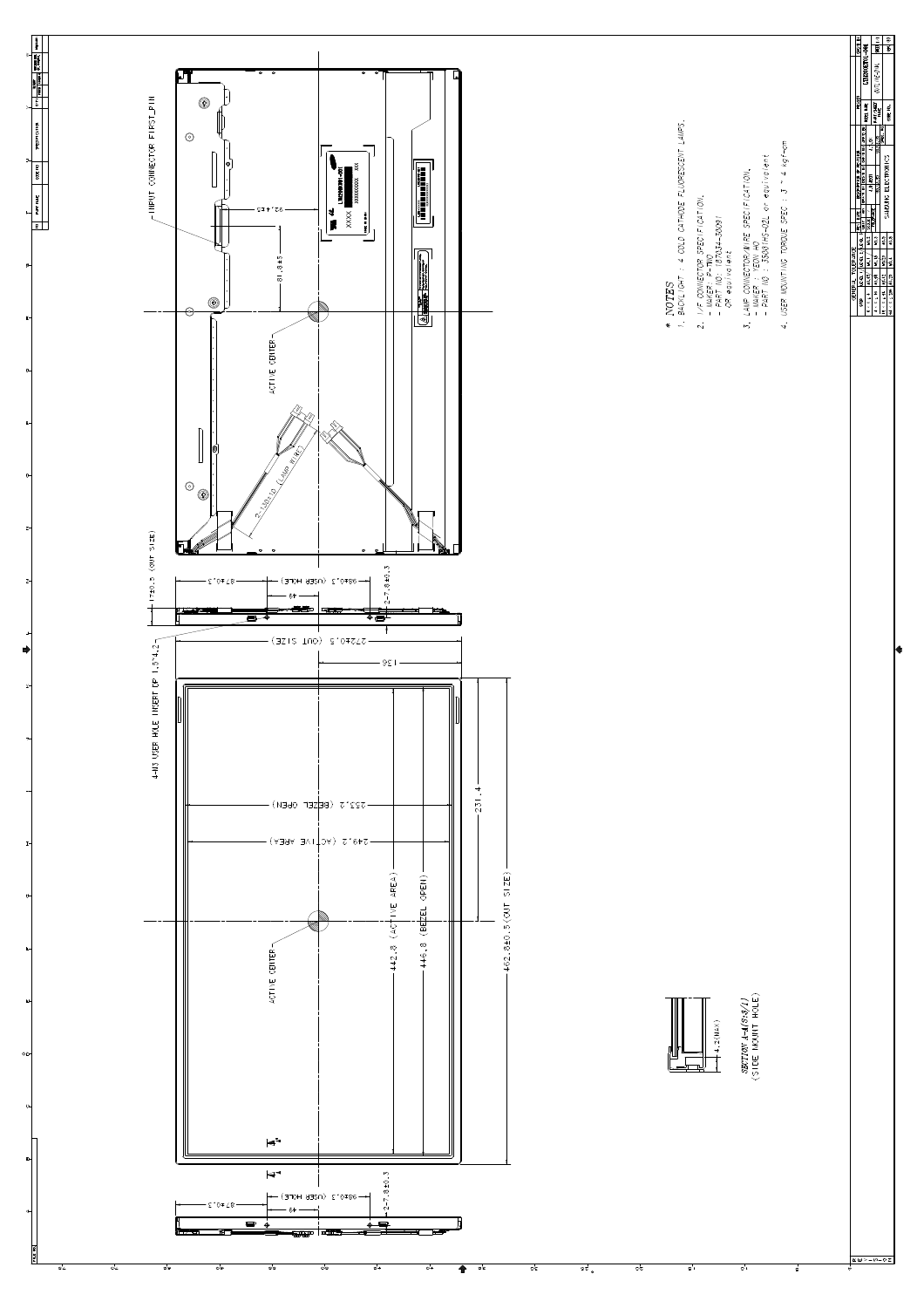INPUT CONNECTOR FIRST_PIN

92.4±5

81.8±5

ACTIVE CENTER

2-150±10 (LAMP WIRE)

17±0.5 (OUT SIZE)

87±0.3

98±0.3 (USER HOLE)

49

2-7.8±0.3

272±0.5 (OUT SIZE)

136

4-M3 USER HOLE INSERT DP 1.5~4.2

253.2 (BEZEL OPEN)

249.2 (ACTIVE AREA)

231.4

ACTIVE CENTER

442.8 (ACTIVE AREA)

446.8 (BEZEL OPEN)

462.8±0.5 (OUT SIZE)

4.2(MAX)

*SECTION A-A(S:8/1)*
(SIDE MOUNT HOLE)

* *NOTES*

1. BACKLIGHT : 4 COLD CATHODE FLUORESCENT LAMPS.
2. I/F CONNECTOR SPECIFICATION.
   - MAKER : P-TWO
   - PART NO : 187034-30091
   OR equivalent
3. LAMP CONNECTOR/WIRE SPECIFICATION.
   - MAKER : YEONHO
   - PART NO : 35001HS-02L or equivalent
4. USER MOUNTING TORQUE SPEC : 3 ~ 4 kgf-cm

SAMSUNG ELECTRONICS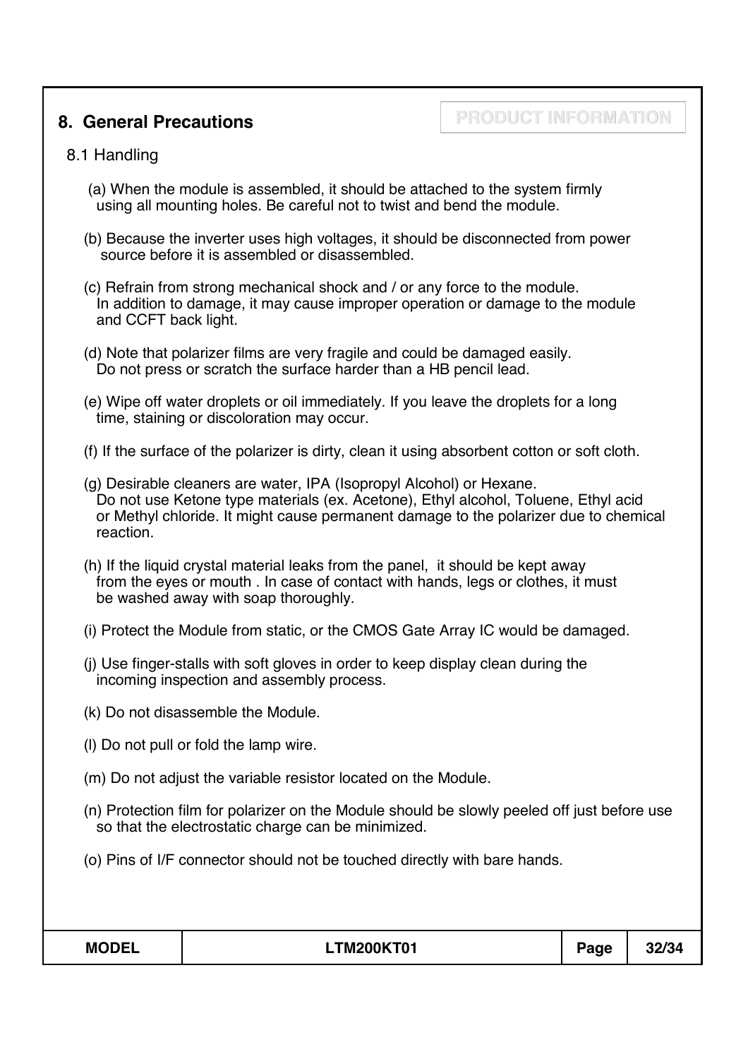## 8. General Precautions

PRODUCT INFORMATION

### 8.1 Handling

(a) When the module is assembled, it should be attached to the system firmly using all mounting holes. Be careful not to twist and bend the module.

(b) Because the inverter uses high voltages, it should be disconnected from power source before it is assembled or disassembled.

(c) Refrain from strong mechanical shock and / or any force to the module. In addition to damage, it may cause improper operation or damage to the module and CCFT back light.

(d) Note that polarizer films are very fragile and could be damaged easily. Do not press or scratch the surface harder than a HB pencil lead.

(e) Wipe off water droplets or oil immediately. If you leave the droplets for a long time, staining or discoloration may occur.

(f) If the surface of the polarizer is dirty, clean it using absorbent cotton or soft cloth.

(g) Desirable cleaners are water, IPA (Isopropyl Alcohol) or Hexane. Do not use Ketone type materials (ex. Acetone), Ethyl alcohol, Toluene, Ethyl acid or Methyl chloride. It might cause permanent damage to the polarizer due to chemical reaction.

(h) If the liquid crystal material leaks from the panel, it should be kept away from the eyes or mouth . In case of contact with hands, legs or clothes, it must be washed away with soap thoroughly.

(i) Protect the Module from static, or the CMOS Gate Array IC would be damaged.

(j) Use finger-stalls with soft gloves in order to keep display clean during the incoming inspection and assembly process.

(k) Do not disassemble the Module.

(l) Do not pull or fold the lamp wire.

(m) Do not adjust the variable resistor located on the Module.

(n) Protection film for polarizer on the Module should be slowly peeled off just before use so that the electrostatic charge can be minimized.

(o) Pins of I/F connector should not be touched directly with bare hands.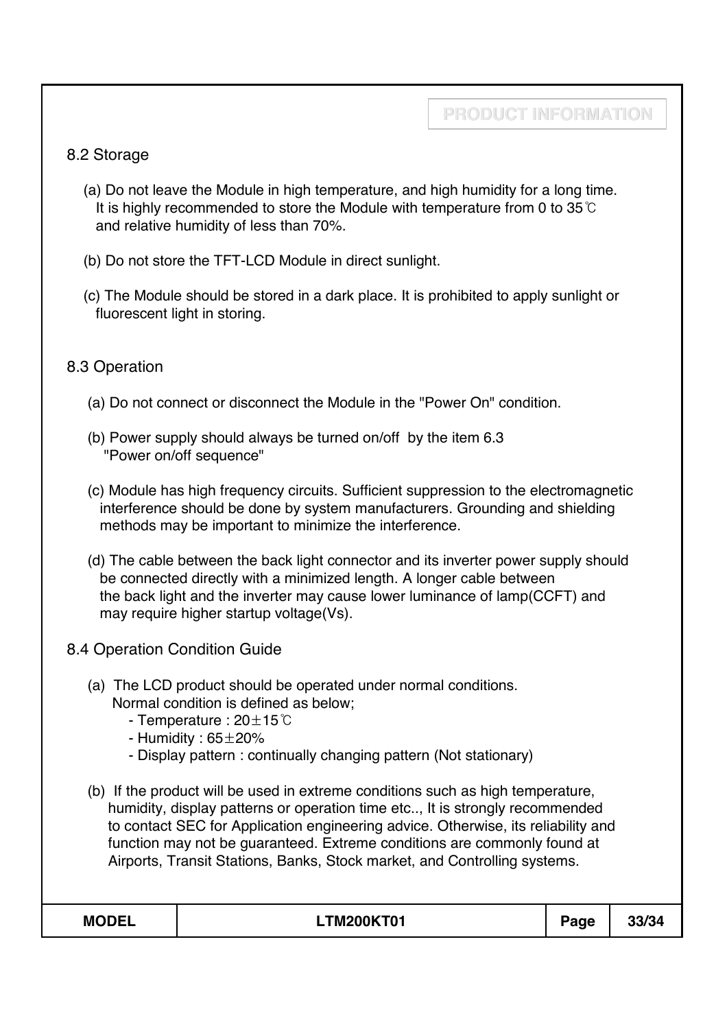## 8.2 Storage

(a) Do not leave the Module in high temperature, and high humidity for a long time. It is highly recommended to store the Module with temperature from 0 to 35℃ and relative humidity of less than 70%.

(b) Do not store the TFT-LCD Module in direct sunlight.

(c) The Module should be stored in a dark place. It is prohibited to apply sunlight or fluorescent light in storing.

## 8.3 Operation

(a) Do not connect or disconnect the Module in the "Power On" condition.

(b) Power supply should always be turned on/off by the item 6.3 "Power on/off sequence"

(c) Module has high frequency circuits. Sufficient suppression to the electromagnetic interference should be done by system manufacturers. Grounding and shielding methods may be important to minimize the interference.

(d) The cable between the back light connector and its inverter power supply should be connected directly with a minimized length. A longer cable between the back light and the inverter may cause lower luminance of lamp(CCFT) and may require higher startup voltage(Vs).

## 8.4 Operation Condition Guide

(a) The LCD product should be operated under normal conditions. Normal condition is defined as below;
- Temperature : 20±15℃
- Humidity : 65±20%
- Display pattern : continually changing pattern (Not stationary)

(b) If the product will be used in extreme conditions such as high temperature, humidity, display patterns or operation time etc.., It is strongly recommended to contact SEC for Application engineering advice. Otherwise, its reliability and function may not be guaranteed. Extreme conditions are commonly found at Airports, Transit Stations, Banks, Stock market, and Controlling systems.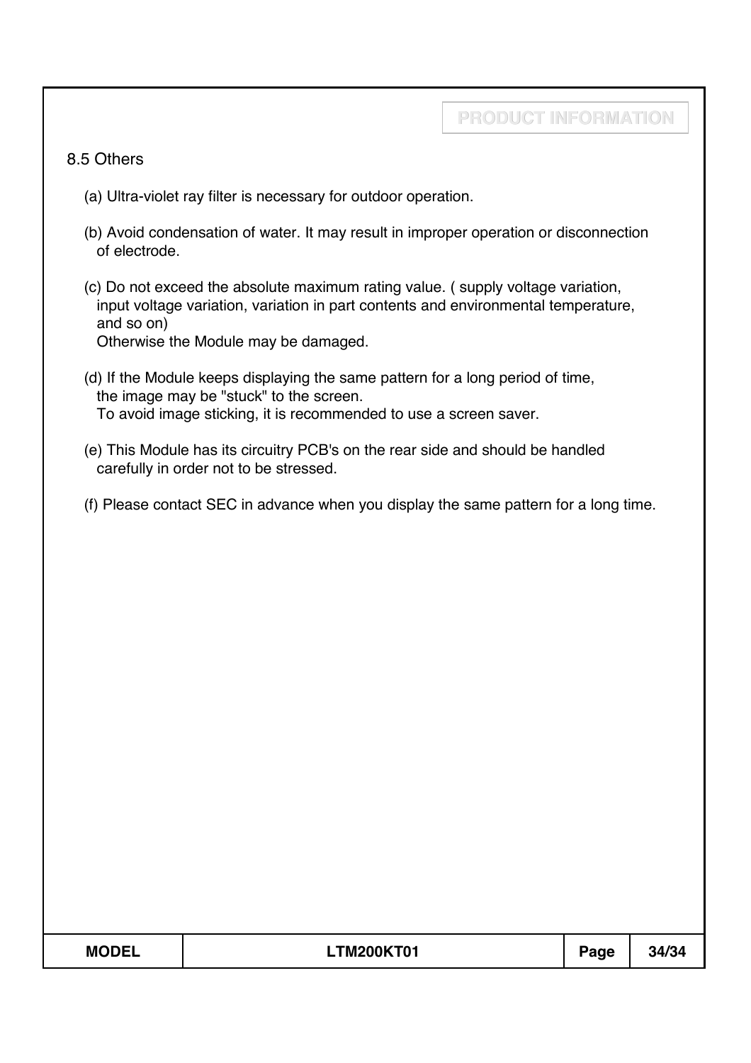### 8.5 Others

(a) Ultra-violet ray filter is necessary for outdoor operation.

(b) Avoid condensation of water. It may result in improper operation or disconnection of electrode.

(c) Do not exceed the absolute maximum rating value. ( supply voltage variation, input voltage variation, variation in part contents and environmental temperature, and so on)
Otherwise the Module may be damaged.

(d) If the Module keeps displaying the same pattern for a long period of time, the image may be "stuck" to the screen.
To avoid image sticking, it is recommended to use a screen saver.

(e) This Module has its circuitry PCB's on the rear side and should be handled carefully in order not to be stressed.

(f) Please contact SEC in advance when you display the same pattern for a long time.